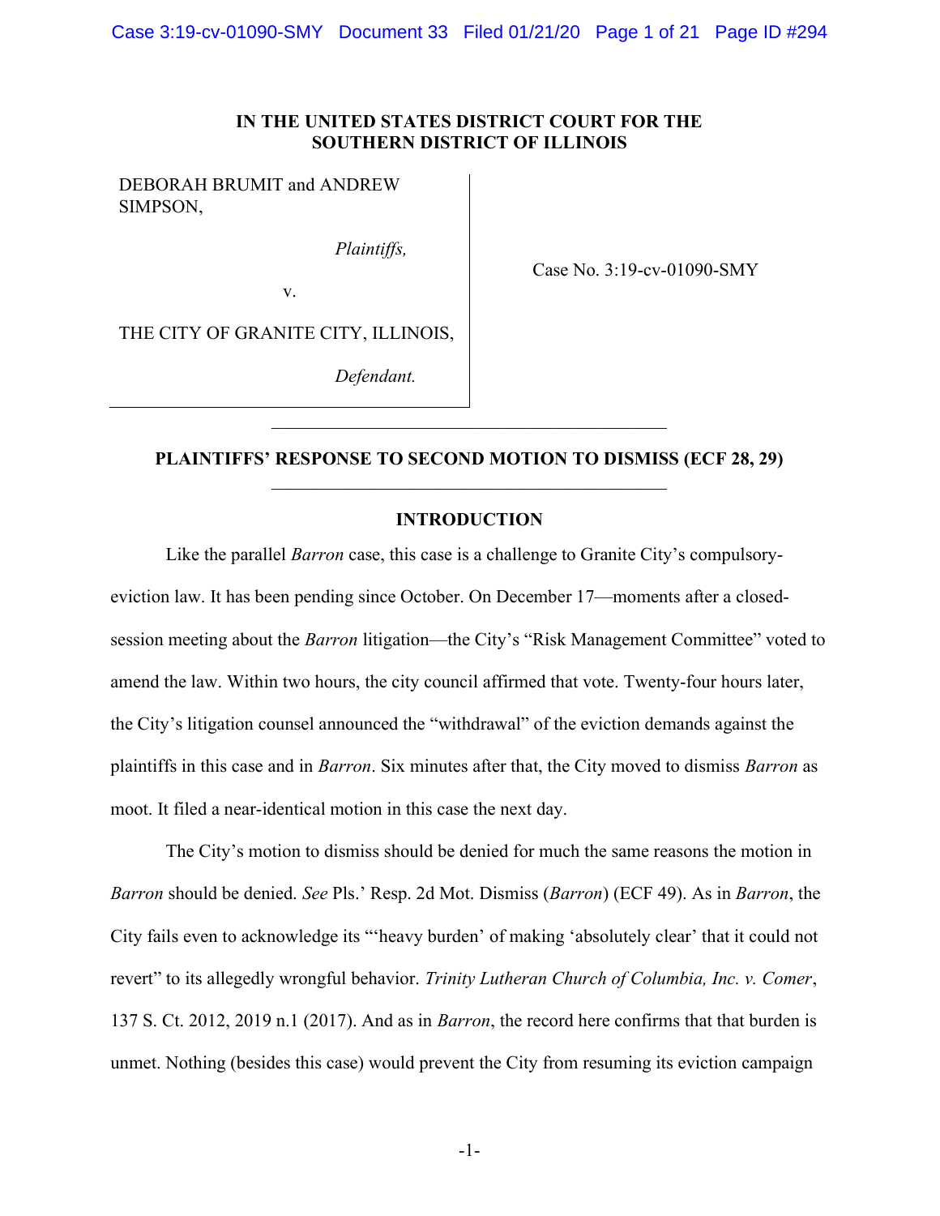# IN THE UNITED STATES DISTRICT COURT FOR THE SOUTHERN DISTRICT OF ILLINOIS

DEBORAH BRUMIT and ANDREW SIMPSON,

*Plaintiffs,*

v.

THE CITY OF GRANITE CITY, ILLINOIS,

*Defendant.*

Case No. 3:19-cv-01090-SMY

## PLAINTIFFS' RESPONSE TO SECOND MOTION TO DISMISS (ECF 28, 29)

## INTRODUCTION

Like the parallel *Barron* case, this case is a challenge to Granite City's compulsory-eviction law. It has been pending since October. On December 17—moments after a closed-session meeting about the *Barron* litigation—the City's "Risk Management Committee" voted to amend the law. Within two hours, the city council affirmed that vote. Twenty-four hours later, the City's litigation counsel announced the "withdrawal" of the eviction demands against the plaintiffs in this case and in *Barron*. Six minutes after that, the City moved to dismiss *Barron* as moot. It filed a near-identical motion in this case the next day.

The City's motion to dismiss should be denied for much the same reasons the motion in *Barron* should be denied. *See* Pls.' Resp. 2d Mot. Dismiss (*Barron*) (ECF 49). As in *Barron*, the City fails even to acknowledge its "'heavy burden' of making 'absolutely clear' that it could not revert" to its allegedly wrongful behavior. *Trinity Lutheran Church of Columbia, Inc. v. Comer*, 137 S. Ct. 2012, 2019 n.1 (2017). And as in *Barron*, the record here confirms that that burden is unmet. Nothing (besides this case) would prevent the City from resuming its eviction campaign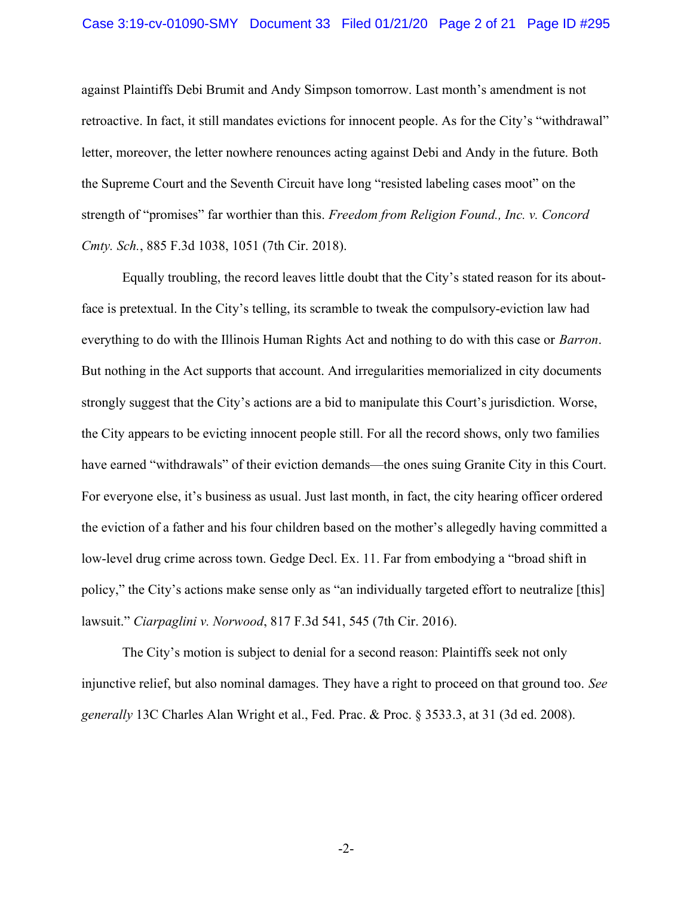against Plaintiffs Debi Brumit and Andy Simpson tomorrow. Last month's amendment is not retroactive. In fact, it still mandates evictions for innocent people. As for the City's "withdrawal" letter, moreover, the letter nowhere renounces acting against Debi and Andy in the future. Both the Supreme Court and the Seventh Circuit have long "resisted labeling cases moot" on the strength of "promises" far worthier than this. *Freedom from Religion Found., Inc. v. Concord Cmty. Sch.*, 885 F.3d 1038, 1051 (7th Cir. 2018).

Equally troubling, the record leaves little doubt that the City's stated reason for its about-face is pretextual. In the City's telling, its scramble to tweak the compulsory-eviction law had everything to do with the Illinois Human Rights Act and nothing to do with this case or *Barron*. But nothing in the Act supports that account. And irregularities memorialized in city documents strongly suggest that the City's actions are a bid to manipulate this Court's jurisdiction. Worse, the City appears to be evicting innocent people still. For all the record shows, only two families have earned "withdrawals" of their eviction demands—the ones suing Granite City in this Court. For everyone else, it's business as usual. Just last month, in fact, the city hearing officer ordered the eviction of a father and his four children based on the mother's allegedly having committed a low-level drug crime across town. Gedge Decl. Ex. 11. Far from embodying a "broad shift in policy," the City's actions make sense only as "an individually targeted effort to neutralize [this] lawsuit." *Ciarpaglini v. Norwood*, 817 F.3d 541, 545 (7th Cir. 2016).

The City's motion is subject to denial for a second reason: Plaintiffs seek not only injunctive relief, but also nominal damages. They have a right to proceed on that ground too. *See generally* 13C Charles Alan Wright et al., Fed. Prac. & Proc. § 3533.3, at 31 (3d ed. 2008).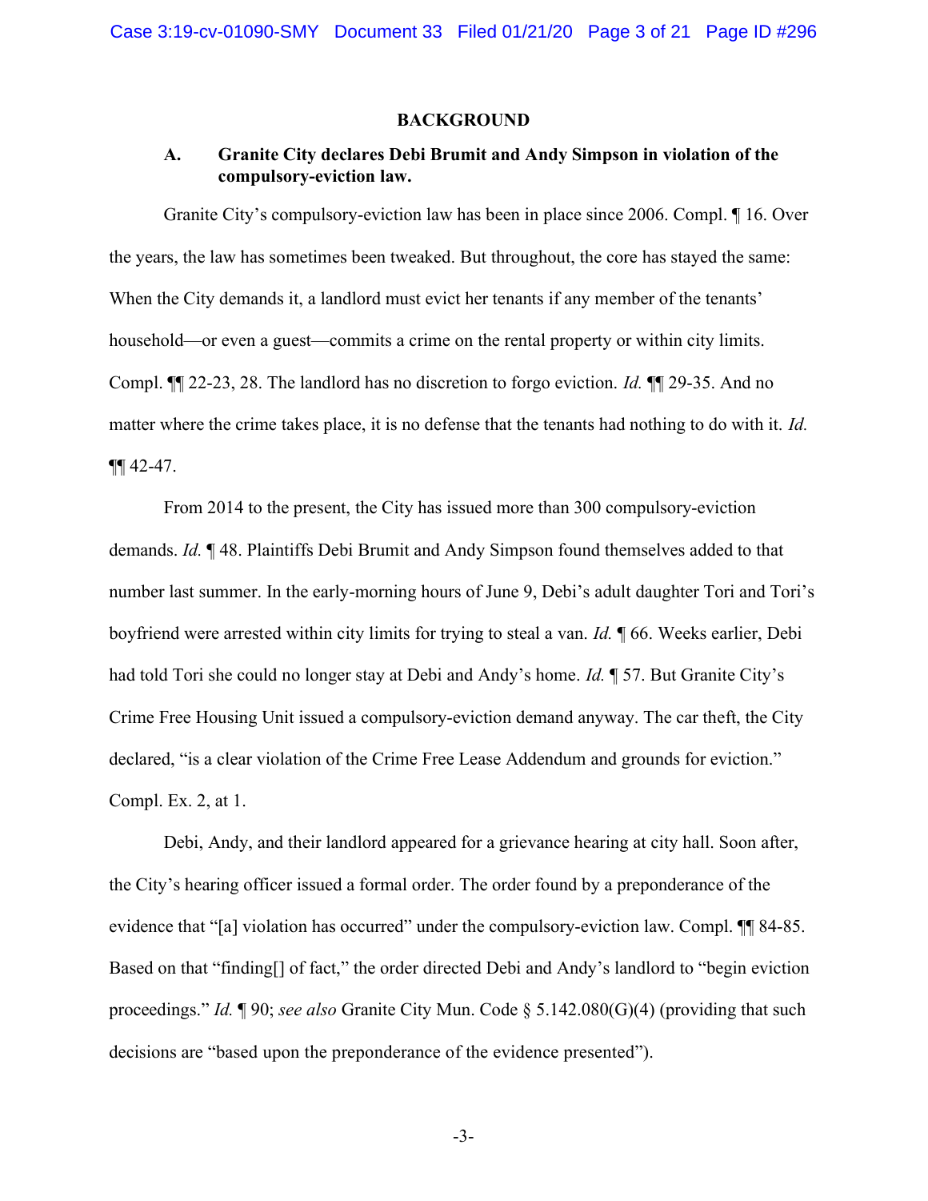## BACKGROUND

### A. Granite City declares Debi Brumit and Andy Simpson in violation of the compulsory-eviction law.

Granite City's compulsory-eviction law has been in place since 2006. Compl. ¶ 16. Over the years, the law has sometimes been tweaked. But throughout, the core has stayed the same: When the City demands it, a landlord must evict her tenants if any member of the tenants' household—or even a guest—commits a crime on the rental property or within city limits. Compl. ¶¶ 22-23, 28. The landlord has no discretion to forgo eviction. *Id.* ¶¶ 29-35. And no matter where the crime takes place, it is no defense that the tenants had nothing to do with it. *Id.* ¶¶ 42-47.

From 2014 to the present, the City has issued more than 300 compulsory-eviction demands. *Id.* ¶ 48. Plaintiffs Debi Brumit and Andy Simpson found themselves added to that number last summer. In the early-morning hours of June 9, Debi's adult daughter Tori and Tori's boyfriend were arrested within city limits for trying to steal a van. *Id.* ¶ 66. Weeks earlier, Debi had told Tori she could no longer stay at Debi and Andy's home. *Id.* ¶ 57. But Granite City's Crime Free Housing Unit issued a compulsory-eviction demand anyway. The car theft, the City declared, "is a clear violation of the Crime Free Lease Addendum and grounds for eviction." Compl. Ex. 2, at 1.

Debi, Andy, and their landlord appeared for a grievance hearing at city hall. Soon after, the City's hearing officer issued a formal order. The order found by a preponderance of the evidence that "[a] violation has occurred" under the compulsory-eviction law. Compl. ¶¶ 84-85. Based on that "finding[] of fact," the order directed Debi and Andy's landlord to "begin eviction proceedings." *Id.* ¶ 90; *see also* Granite City Mun. Code § 5.142.080(G)(4) (providing that such decisions are "based upon the preponderance of the evidence presented").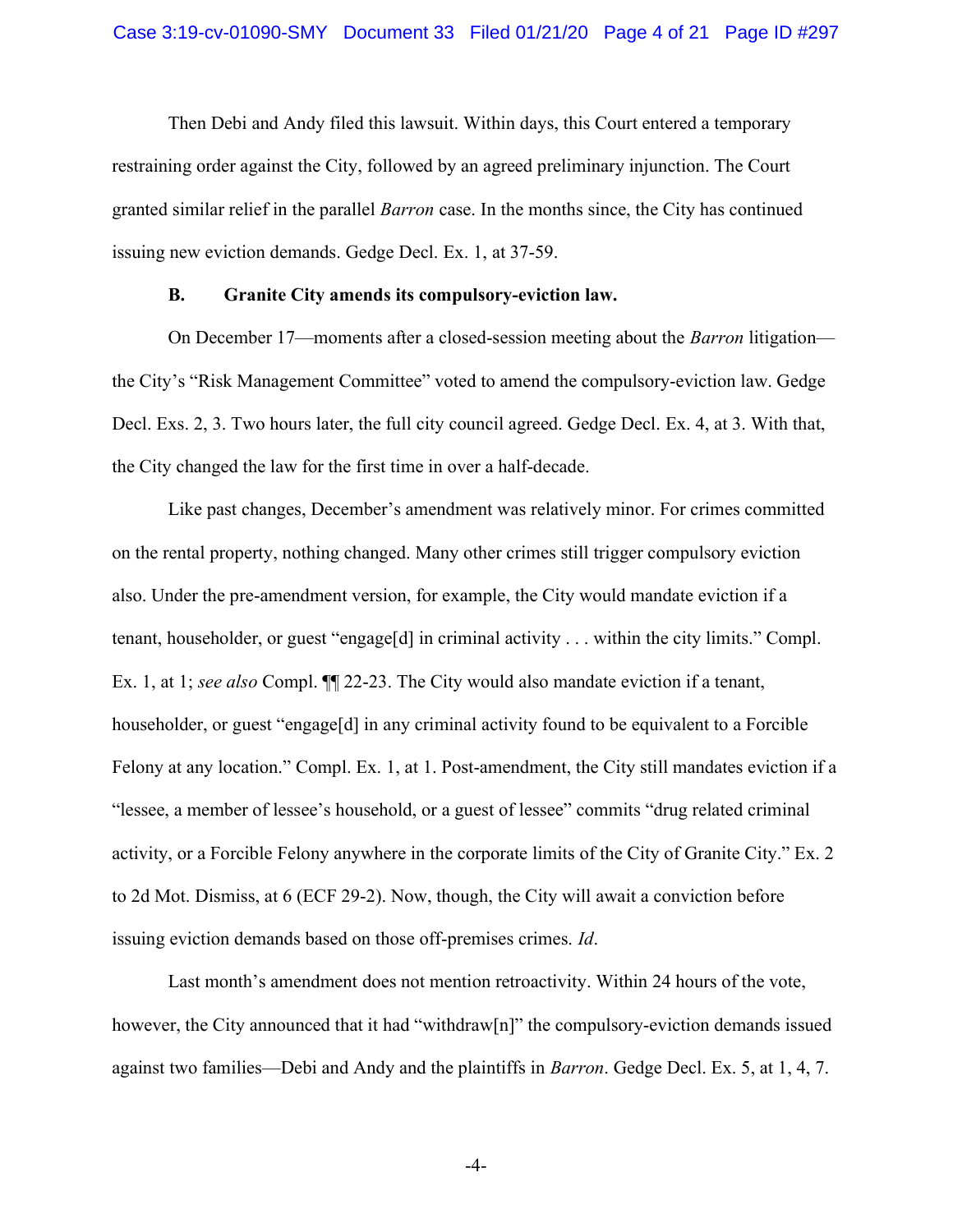Then Debi and Andy filed this lawsuit. Within days, this Court entered a temporary restraining order against the City, followed by an agreed preliminary injunction. The Court granted similar relief in the parallel *Barron* case. In the months since, the City has continued issuing new eviction demands. Gedge Decl. Ex. 1, at 37-59.

### B. Granite City amends its compulsory-eviction law.

On December 17—moments after a closed-session meeting about the *Barron* litigation—the City's "Risk Management Committee" voted to amend the compulsory-eviction law. Gedge Decl. Exs. 2, 3. Two hours later, the full city council agreed. Gedge Decl. Ex. 4, at 3. With that, the City changed the law for the first time in over a half-decade.

Like past changes, December's amendment was relatively minor. For crimes committed on the rental property, nothing changed. Many other crimes still trigger compulsory eviction also. Under the pre-amendment version, for example, the City would mandate eviction if a tenant, householder, or guest "engage[d] in criminal activity . . . within the city limits." Compl. Ex. 1, at 1; *see also* Compl. ¶¶ 22-23. The City would also mandate eviction if a tenant, householder, or guest "engage[d] in any criminal activity found to be equivalent to a Forcible Felony at any location." Compl. Ex. 1, at 1. Post-amendment, the City still mandates eviction if a "lessee, a member of lessee's household, or a guest of lessee" commits "drug related criminal activity, or a Forcible Felony anywhere in the corporate limits of the City of Granite City." Ex. 2 to 2d Mot. Dismiss, at 6 (ECF 29-2). Now, though, the City will await a conviction before issuing eviction demands based on those off-premises crimes. *Id*.

Last month's amendment does not mention retroactivity. Within 24 hours of the vote, however, the City announced that it had "withdraw[n]" the compulsory-eviction demands issued against two families—Debi and Andy and the plaintiffs in *Barron*. Gedge Decl. Ex. 5, at 1, 4, 7.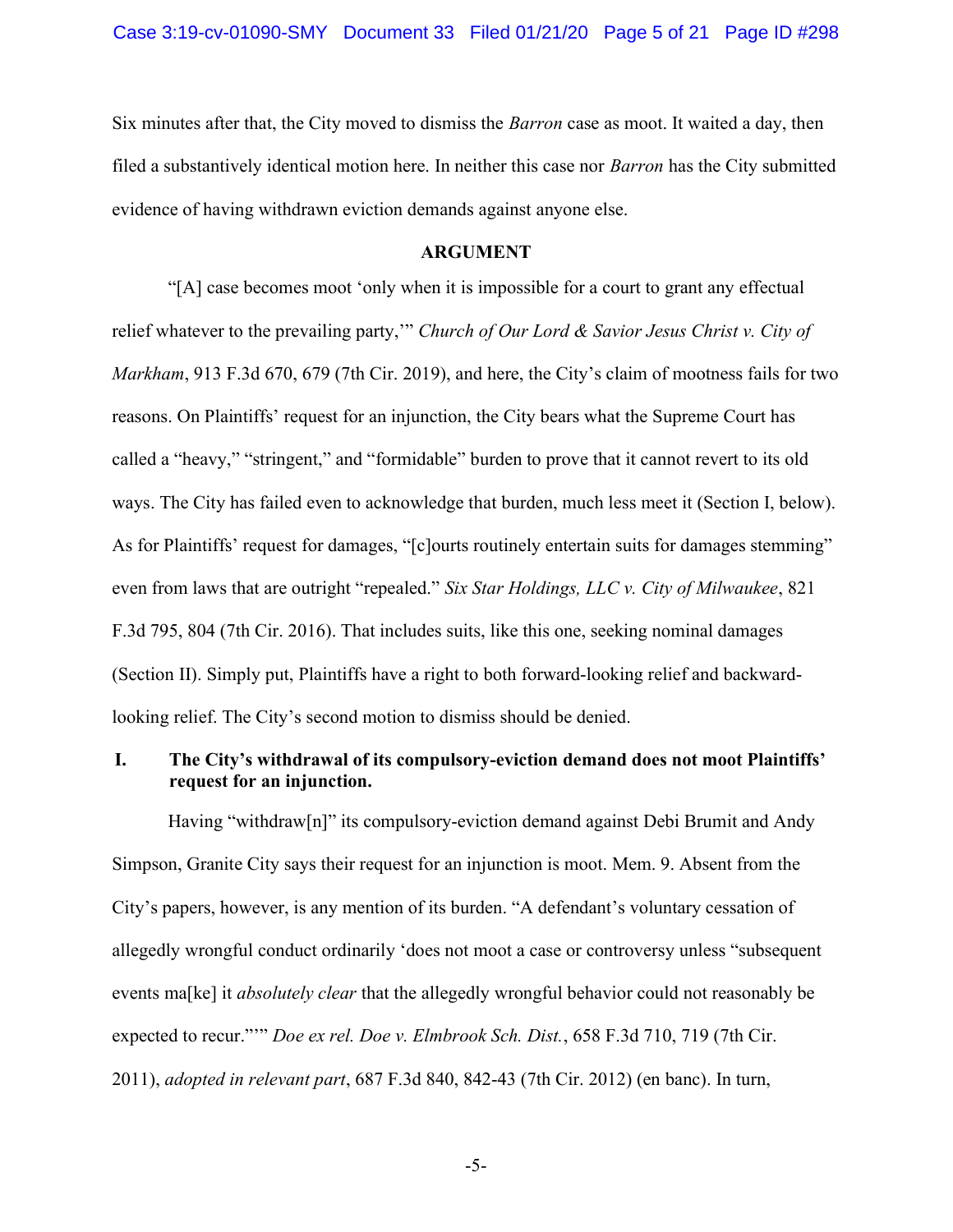Six minutes after that, the City moved to dismiss the *Barron* case as moot. It waited a day, then filed a substantively identical motion here. In neither this case nor *Barron* has the City submitted evidence of having withdrawn eviction demands against anyone else.

## ARGUMENT

"[A] case becomes moot 'only when it is impossible for a court to grant any effectual relief whatever to the prevailing party,'" *Church of Our Lord & Savior Jesus Christ v. City of Markham*, 913 F.3d 670, 679 (7th Cir. 2019), and here, the City's claim of mootness fails for two reasons. On Plaintiffs' request for an injunction, the City bears what the Supreme Court has called a "heavy," "stringent," and "formidable" burden to prove that it cannot revert to its old ways. The City has failed even to acknowledge that burden, much less meet it (Section I, below). As for Plaintiffs' request for damages, "[c]ourts routinely entertain suits for damages stemming" even from laws that are outright "repealed." *Six Star Holdings, LLC v. City of Milwaukee*, 821 F.3d 795, 804 (7th Cir. 2016). That includes suits, like this one, seeking nominal damages (Section II). Simply put, Plaintiffs have a right to both forward-looking relief and backward-looking relief. The City's second motion to dismiss should be denied.

### I. The City's withdrawal of its compulsory-eviction demand does not moot Plaintiffs' request for an injunction.

Having "withdraw[n]" its compulsory-eviction demand against Debi Brumit and Andy Simpson, Granite City says their request for an injunction is moot. Mem. 9. Absent from the City's papers, however, is any mention of its burden. "A defendant's voluntary cessation of allegedly wrongful conduct ordinarily 'does not moot a case or controversy unless "subsequent events ma[ke] it *absolutely clear* that the allegedly wrongful behavior could not reasonably be expected to recur."'" *Doe ex rel. Doe v. Elmbrook Sch. Dist.*, 658 F.3d 710, 719 (7th Cir. 2011), *adopted in relevant part*, 687 F.3d 840, 842-43 (7th Cir. 2012) (en banc). In turn,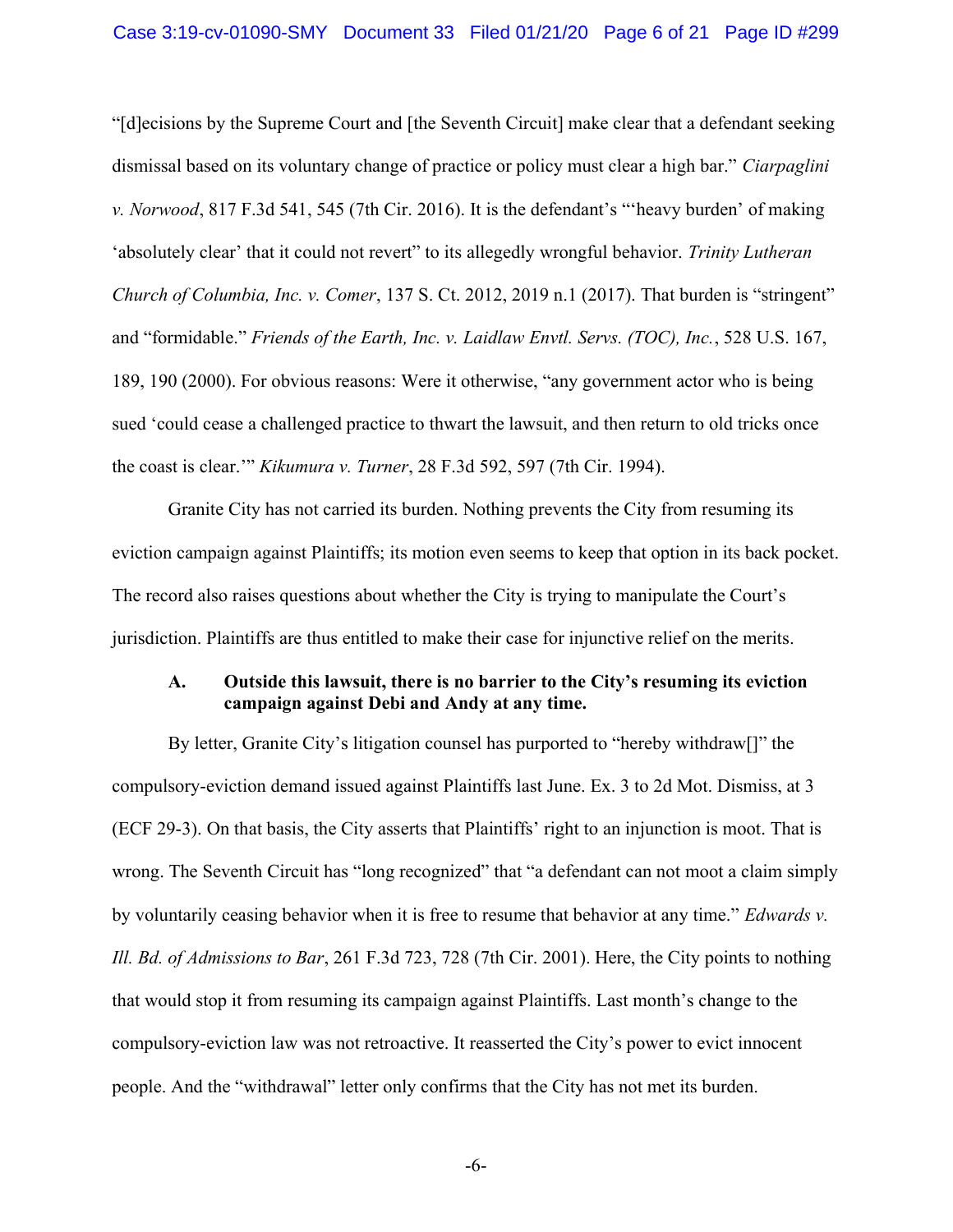"[d]ecisions by the Supreme Court and [the Seventh Circuit] make clear that a defendant seeking dismissal based on its voluntary change of practice or policy must clear a high bar." *Ciarpaglini v. Norwood*, 817 F.3d 541, 545 (7th Cir. 2016). It is the defendant's "'heavy burden' of making 'absolutely clear' that it could not revert" to its allegedly wrongful behavior. *Trinity Lutheran Church of Columbia, Inc. v. Comer*, 137 S. Ct. 2012, 2019 n.1 (2017). That burden is "stringent" and "formidable." *Friends of the Earth, Inc. v. Laidlaw Envtl. Servs. (TOC), Inc.*, 528 U.S. 167, 189, 190 (2000). For obvious reasons: Were it otherwise, "any government actor who is being sued 'could cease a challenged practice to thwart the lawsuit, and then return to old tricks once the coast is clear.'" *Kikumura v. Turner*, 28 F.3d 592, 597 (7th Cir. 1994).

Granite City has not carried its burden. Nothing prevents the City from resuming its eviction campaign against Plaintiffs; its motion even seems to keep that option in its back pocket. The record also raises questions about whether the City is trying to manipulate the Court's jurisdiction. Plaintiffs are thus entitled to make their case for injunctive relief on the merits.

### A. Outside this lawsuit, there is no barrier to the City's resuming its eviction campaign against Debi and Andy at any time.

By letter, Granite City's litigation counsel has purported to "hereby withdraw[]" the compulsory-eviction demand issued against Plaintiffs last June. Ex. 3 to 2d Mot. Dismiss, at 3 (ECF 29-3). On that basis, the City asserts that Plaintiffs' right to an injunction is moot. That is wrong. The Seventh Circuit has "long recognized" that "a defendant can not moot a claim simply by voluntarily ceasing behavior when it is free to resume that behavior at any time." *Edwards v. Ill. Bd. of Admissions to Bar*, 261 F.3d 723, 728 (7th Cir. 2001). Here, the City points to nothing that would stop it from resuming its campaign against Plaintiffs. Last month's change to the compulsory-eviction law was not retroactive. It reasserted the City's power to evict innocent people. And the "withdrawal" letter only confirms that the City has not met its burden.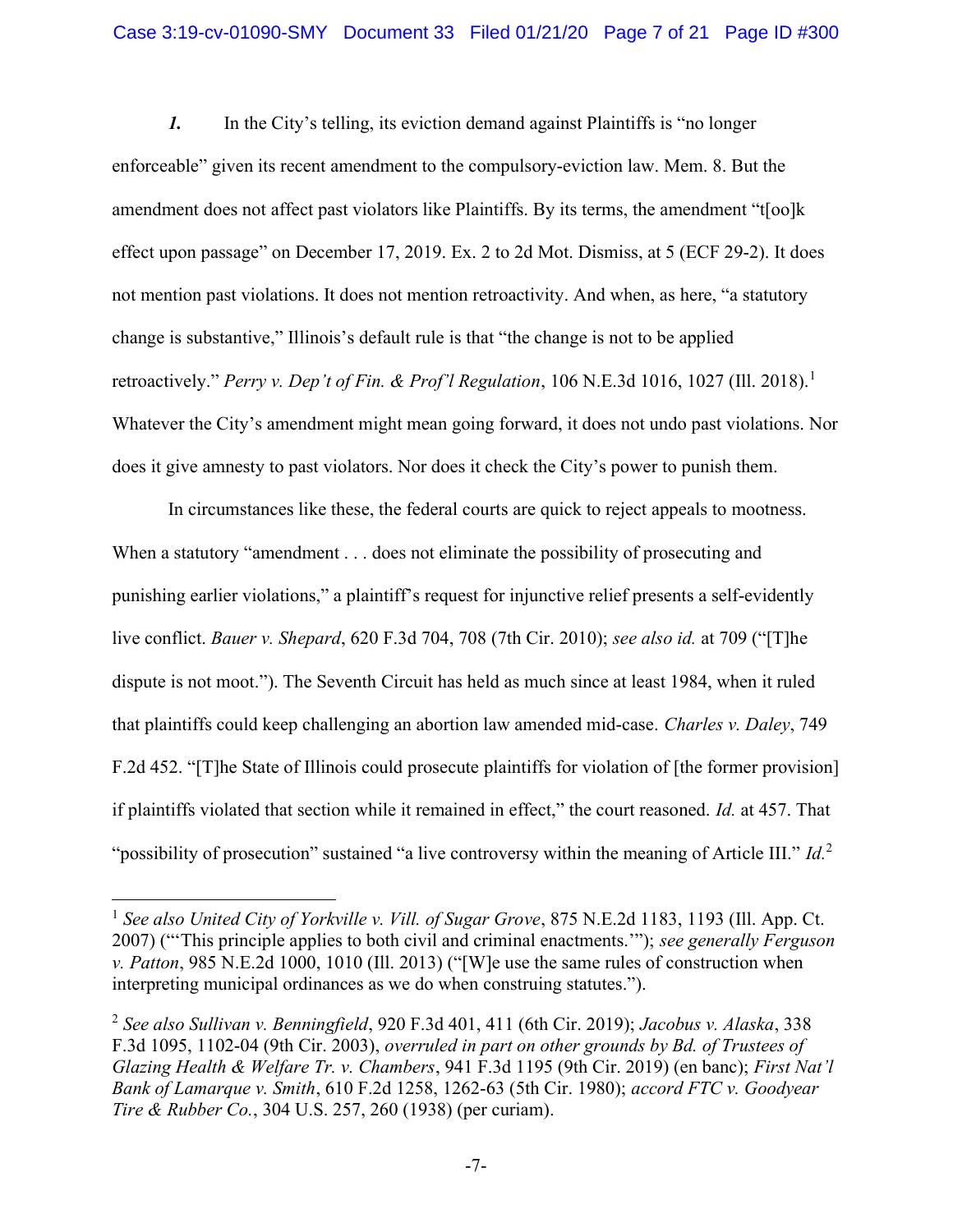*1.* In the City's telling, its eviction demand against Plaintiffs is "no longer enforceable" given its recent amendment to the compulsory-eviction law. Mem. 8. But the amendment does not affect past violators like Plaintiffs. By its terms, the amendment "t[oo]k effect upon passage" on December 17, 2019. Ex. 2 to 2d Mot. Dismiss, at 5 (ECF 29-2). It does not mention past violations. It does not mention retroactivity. And when, as here, "a statutory change is substantive," Illinois's default rule is that "the change is not to be applied retroactively." *Perry v. Dep't of Fin. & Prof'l Regulation*, 106 N.E.3d 1016, 1027 (Ill. 2018).[1] Whatever the City's amendment might mean going forward, it does not undo past violations. Nor does it give amnesty to past violators. Nor does it check the City's power to punish them.

In circumstances like these, the federal courts are quick to reject appeals to mootness. When a statutory "amendment . . . does not eliminate the possibility of prosecuting and punishing earlier violations," a plaintiff's request for injunctive relief presents a self-evidently live conflict. *Bauer v. Shepard*, 620 F.3d 704, 708 (7th Cir. 2010); *see also id.* at 709 ("[T]he dispute is not moot."). The Seventh Circuit has held as much since at least 1984, when it ruled that plaintiffs could keep challenging an abortion law amended mid-case. *Charles v. Daley*, 749 F.2d 452. "[T]he State of Illinois could prosecute plaintiffs for violation of [the former provision] if plaintiffs violated that section while it remained in effect," the court reasoned. *Id.* at 457. That "possibility of prosecution" sustained "a live controversy within the meaning of Article III." *Id.*[2]

---

[1] *See also United City of Yorkville v. Vill. of Sugar Grove*, 875 N.E.2d 1183, 1193 (Ill. App. Ct. 2007) ("'This principle applies to both civil and criminal enactments.'"); *see generally Ferguson v. Patton*, 985 N.E.2d 1000, 1010 (Ill. 2013) ("[W]e use the same rules of construction when interpreting municipal ordinances as we do when construing statutes.").

[2] *See also Sullivan v. Benningfield*, 920 F.3d 401, 411 (6th Cir. 2019); *Jacobus v. Alaska*, 338 F.3d 1095, 1102-04 (9th Cir. 2003), *overruled in part on other grounds by Bd. of Trustees of Glazing Health & Welfare Tr. v. Chambers*, 941 F.3d 1195 (9th Cir. 2019) (en banc); *First Nat'l Bank of Lamarque v. Smith*, 610 F.2d 1258, 1262-63 (5th Cir. 1980); *accord FTC v. Goodyear Tire & Rubber Co.*, 304 U.S. 257, 260 (1938) (per curiam).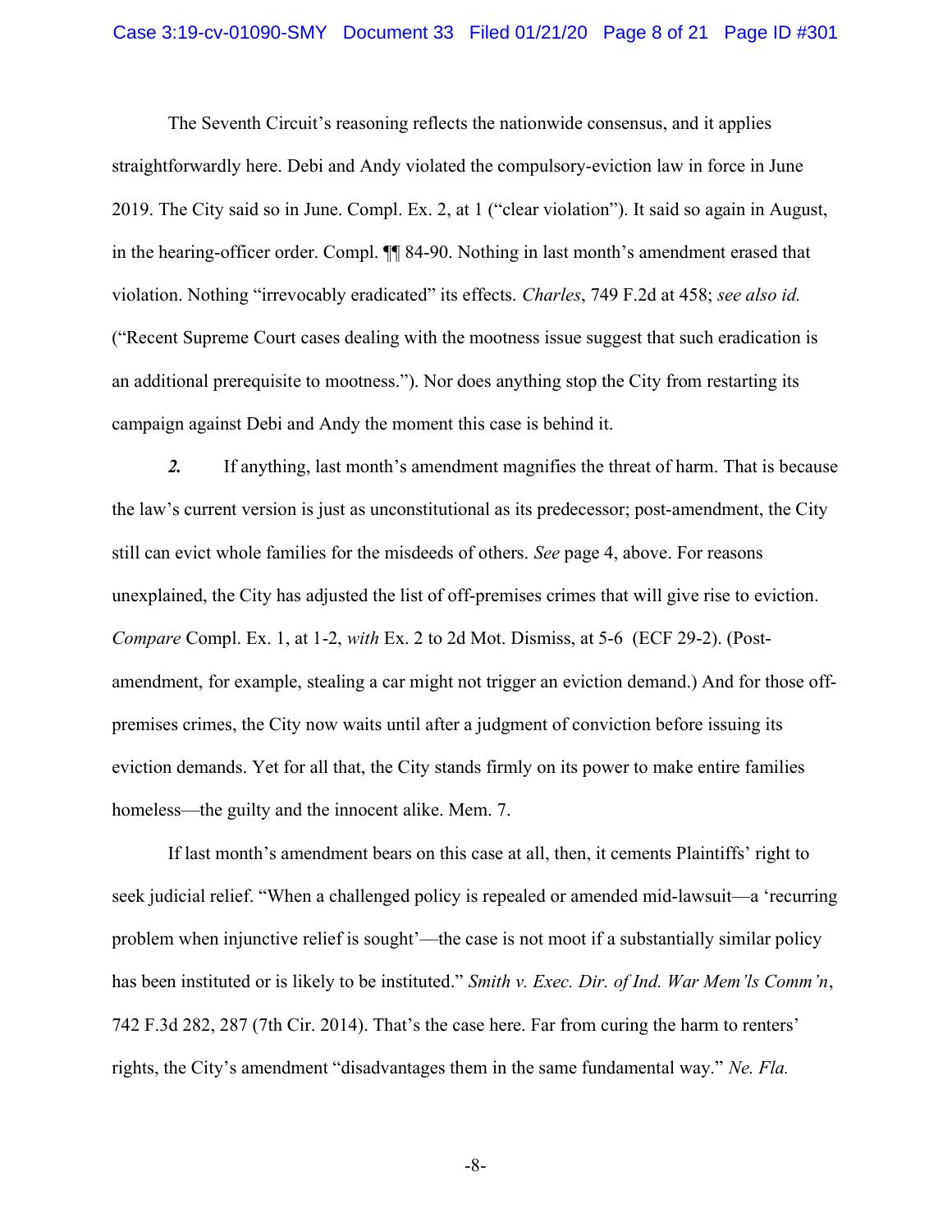The Seventh Circuit's reasoning reflects the nationwide consensus, and it applies straightforwardly here. Debi and Andy violated the compulsory-eviction law in force in June 2019. The City said so in June. Compl. Ex. 2, at 1 ("clear violation"). It said so again in August, in the hearing-officer order. Compl. ¶¶ 84-90. Nothing in last month's amendment erased that violation. Nothing "irrevocably eradicated" its effects. *Charles*, 749 F.2d at 458; *see also id.* ("Recent Supreme Court cases dealing with the mootness issue suggest that such eradication is an additional prerequisite to mootness."). Nor does anything stop the City from restarting its campaign against Debi and Andy the moment this case is behind it.

***2.*** If anything, last month's amendment magnifies the threat of harm. That is because the law's current version is just as unconstitutional as its predecessor; post-amendment, the City still can evict whole families for the misdeeds of others. *See* page 4, above. For reasons unexplained, the City has adjusted the list of off-premises crimes that will give rise to eviction. *Compare* Compl. Ex. 1, at 1-2, *with* Ex. 2 to 2d Mot. Dismiss, at 5-6 (ECF 29-2). (Post-amendment, for example, stealing a car might not trigger an eviction demand.) And for those off-premises crimes, the City now waits until after a judgment of conviction before issuing its eviction demands. Yet for all that, the City stands firmly on its power to make entire families homeless—the guilty and the innocent alike. Mem. 7.

If last month's amendment bears on this case at all, then, it cements Plaintiffs' right to seek judicial relief. "When a challenged policy is repealed or amended mid-lawsuit—a 'recurring problem when injunctive relief is sought'—the case is not moot if a substantially similar policy has been instituted or is likely to be instituted." *Smith v. Exec. Dir. of Ind. War Mem'ls Comm'n*, 742 F.3d 282, 287 (7th Cir. 2014). That's the case here. Far from curing the harm to renters' rights, the City's amendment "disadvantages them in the same fundamental way." *Ne. Fla.*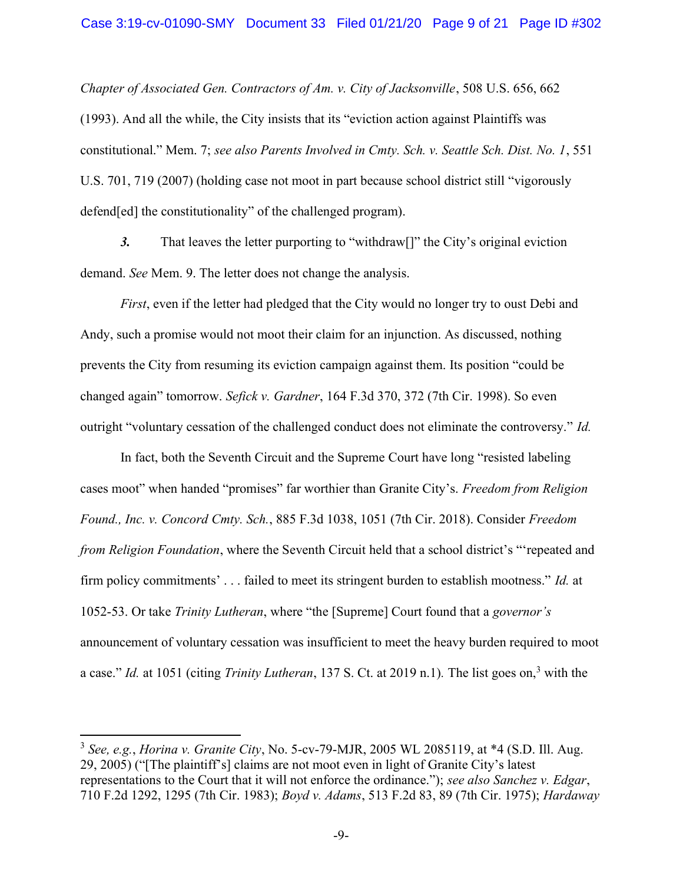*Chapter of Associated Gen. Contractors of Am. v. City of Jacksonville*, 508 U.S. 656, 662 (1993). And all the while, the City insists that its "eviction action against Plaintiffs was constitutional." Mem. 7; *see also Parents Involved in Cmty. Sch. v. Seattle Sch. Dist. No. 1*, 551 U.S. 701, 719 (2007) (holding case not moot in part because school district still "vigorously defend[ed] the constitutionality" of the challenged program).

***3.*** That leaves the letter purporting to "withdraw[]" the City's original eviction demand. *See* Mem. 9. The letter does not change the analysis.

*First*, even if the letter had pledged that the City would no longer try to oust Debi and Andy, such a promise would not moot their claim for an injunction. As discussed, nothing prevents the City from resuming its eviction campaign against them. Its position "could be changed again" tomorrow. *Sefick v. Gardner*, 164 F.3d 370, 372 (7th Cir. 1998). So even outright "voluntary cessation of the challenged conduct does not eliminate the controversy." *Id.*

In fact, both the Seventh Circuit and the Supreme Court have long "resisted labeling cases moot" when handed "promises" far worthier than Granite City's. *Freedom from Religion Found., Inc. v. Concord Cmty. Sch.*, 885 F.3d 1038, 1051 (7th Cir. 2018). Consider *Freedom from Religion Foundation*, where the Seventh Circuit held that a school district's "'repeated and firm policy commitments' . . . failed to meet its stringent burden to establish mootness." *Id.* at 1052-53. Or take *Trinity Lutheran*, where "the [Supreme] Court found that a *governor's* announcement of voluntary cessation was insufficient to meet the heavy burden required to moot a case." *Id.* at 1051 (citing *Trinity Lutheran*, 137 S. Ct. at 2019 n.1). The list goes on,[3] with the

---

[3] *See, e.g.*, *Horina v. Granite City*, No. 5-cv-79-MJR, 2005 WL 2085119, at *4 (S.D. Ill. Aug. 29, 2005) ("[The plaintiff's] claims are not moot even in light of Granite City's latest representations to the Court that it will not enforce the ordinance."); *see also Sanchez v. Edgar*, 710 F.2d 1292, 1295 (7th Cir. 1983); *Boyd v. Adams*, 513 F.2d 83, 89 (7th Cir. 1975); *Hardaway*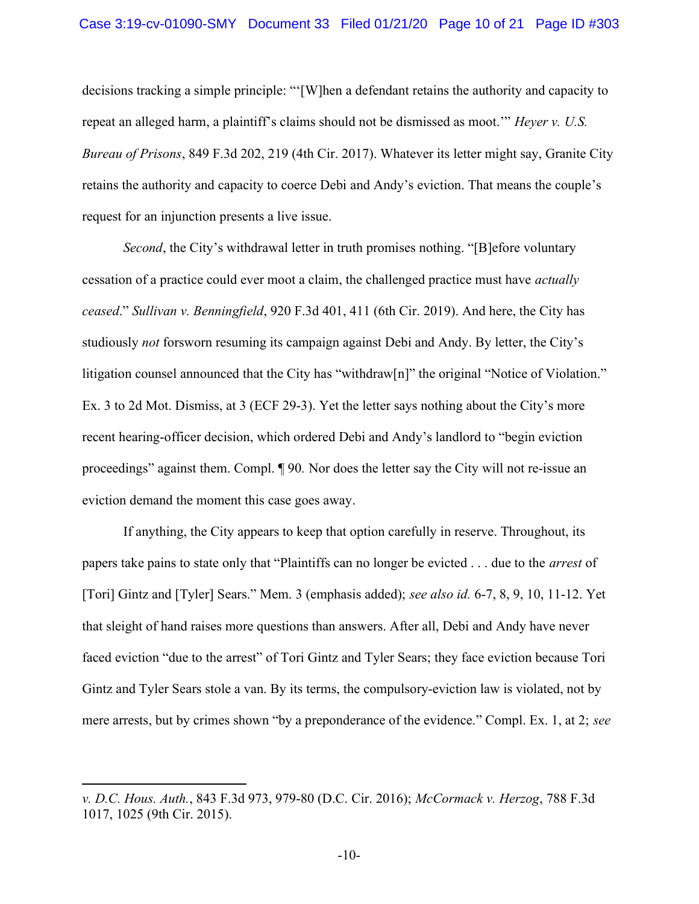decisions tracking a simple principle: "'[W]hen a defendant retains the authority and capacity to repeat an alleged harm, a plaintiff's claims should not be dismissed as moot.'" *Heyer v. U.S. Bureau of Prisons*, 849 F.3d 202, 219 (4th Cir. 2017). Whatever its letter might say, Granite City retains the authority and capacity to coerce Debi and Andy's eviction. That means the couple's request for an injunction presents a live issue.

*Second*, the City's withdrawal letter in truth promises nothing. "[B]efore voluntary cessation of a practice could ever moot a claim, the challenged practice must have *actually ceased*." *Sullivan v. Benningfield*, 920 F.3d 401, 411 (6th Cir. 2019). And here, the City has studiously *not* forsworn resuming its campaign against Debi and Andy. By letter, the City's litigation counsel announced that the City has "withdraw[n]" the original "Notice of Violation." Ex. 3 to 2d Mot. Dismiss, at 3 (ECF 29-3). Yet the letter says nothing about the City's more recent hearing-officer decision, which ordered Debi and Andy's landlord to "begin eviction proceedings" against them. Compl. ¶ 90. Nor does the letter say the City will not re-issue an eviction demand the moment this case goes away.

If anything, the City appears to keep that option carefully in reserve. Throughout, its papers take pains to state only that "Plaintiffs can no longer be evicted . . . due to the *arrest* of [Tori] Gintz and [Tyler] Sears." Mem. 3 (emphasis added); *see also id.* 6-7, 8, 9, 10, 11-12. Yet that sleight of hand raises more questions than answers. After all, Debi and Andy have never faced eviction "due to the arrest" of Tori Gintz and Tyler Sears; they face eviction because Tori Gintz and Tyler Sears stole a van. By its terms, the compulsory-eviction law is violated, not by mere arrests, but by crimes shown "by a preponderance of the evidence." Compl. Ex. 1, at 2; *see*

---

*v. D.C. Hous. Auth.*, 843 F.3d 973, 979-80 (D.C. Cir. 2016); *McCormack v. Herzog*, 788 F.3d 1017, 1025 (9th Cir. 2015).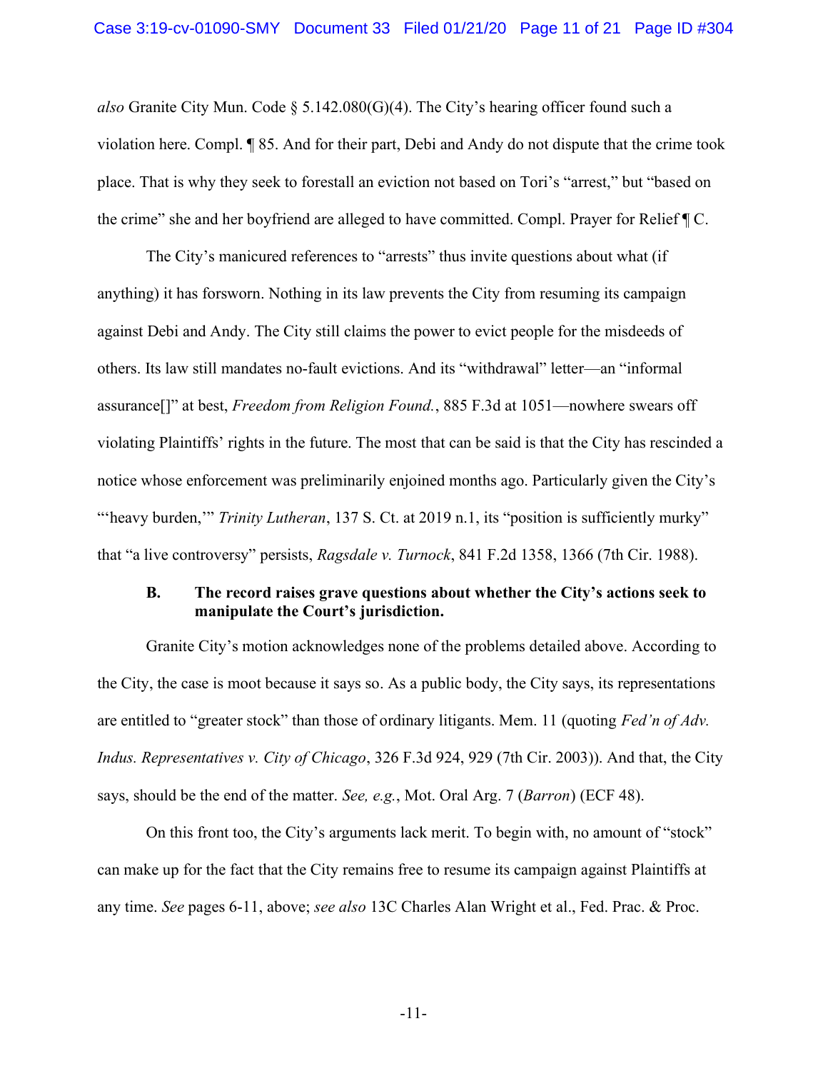*also* Granite City Mun. Code § 5.142.080(G)(4). The City's hearing officer found such a violation here. Compl. ¶ 85. And for their part, Debi and Andy do not dispute that the crime took place. That is why they seek to forestall an eviction not based on Tori's "arrest," but "based on the crime" she and her boyfriend are alleged to have committed. Compl. Prayer for Relief ¶ C.

The City's manicured references to "arrests" thus invite questions about what (if anything) it has forsworn. Nothing in its law prevents the City from resuming its campaign against Debi and Andy. The City still claims the power to evict people for the misdeeds of others. Its law still mandates no-fault evictions. And its "withdrawal" letter—an "informal assurance[]" at best, *Freedom from Religion Found.*, 885 F.3d at 1051—nowhere swears off violating Plaintiffs' rights in the future. The most that can be said is that the City has rescinded a notice whose enforcement was preliminarily enjoined months ago. Particularly given the City's "'heavy burden,'" *Trinity Lutheran*, 137 S. Ct. at 2019 n.1, its "position is sufficiently murky" that "a live controversy" persists, *Ragsdale v. Turnock*, 841 F.2d 1358, 1366 (7th Cir. 1988).

### B. The record raises grave questions about whether the City's actions seek to manipulate the Court's jurisdiction.

Granite City's motion acknowledges none of the problems detailed above. According to the City, the case is moot because it says so. As a public body, the City says, its representations are entitled to "greater stock" than those of ordinary litigants. Mem. 11 (quoting *Fed'n of Adv. Indus. Representatives v. City of Chicago*, 326 F.3d 924, 929 (7th Cir. 2003)). And that, the City says, should be the end of the matter. *See, e.g.*, Mot. Oral Arg. 7 (*Barron*) (ECF 48).

On this front too, the City's arguments lack merit. To begin with, no amount of "stock" can make up for the fact that the City remains free to resume its campaign against Plaintiffs at any time. *See* pages 6-11, above; *see also* 13C Charles Alan Wright et al., Fed. Prac. & Proc.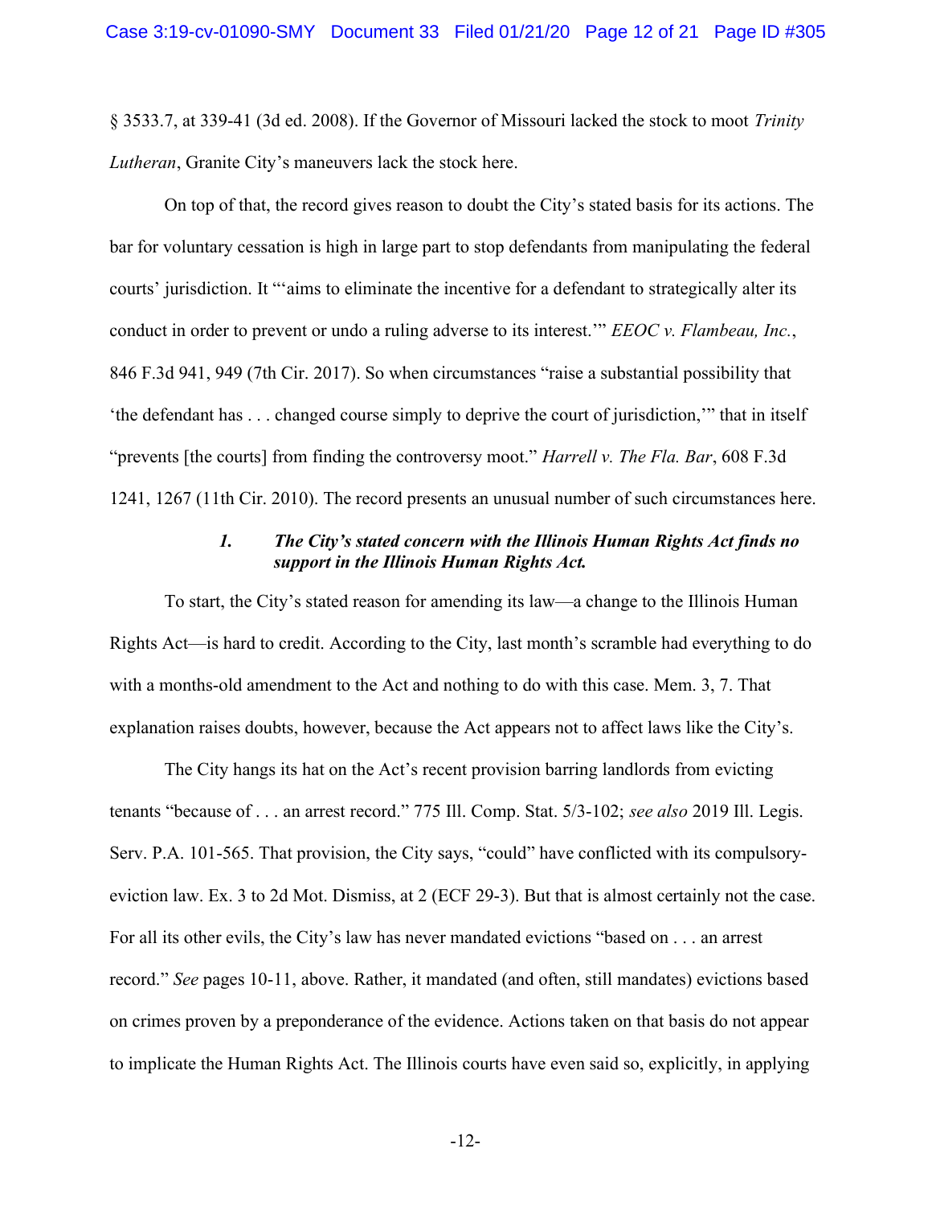§ 3533.7, at 339-41 (3d ed. 2008). If the Governor of Missouri lacked the stock to moot *Trinity Lutheran*, Granite City's maneuvers lack the stock here.

On top of that, the record gives reason to doubt the City's stated basis for its actions. The bar for voluntary cessation is high in large part to stop defendants from manipulating the federal courts' jurisdiction. It "'aims to eliminate the incentive for a defendant to strategically alter its conduct in order to prevent or undo a ruling adverse to its interest.'" *EEOC v. Flambeau, Inc.*, 846 F.3d 941, 949 (7th Cir. 2017). So when circumstances "raise a substantial possibility that 'the defendant has . . . changed course simply to deprive the court of jurisdiction,'" that in itself "prevents [the courts] from finding the controversy moot." *Harrell v. The Fla. Bar*, 608 F.3d 1241, 1267 (11th Cir. 2010). The record presents an unusual number of such circumstances here.

#### *1. The City's stated concern with the Illinois Human Rights Act finds no support in the Illinois Human Rights Act.*

To start, the City's stated reason for amending its law—a change to the Illinois Human Rights Act—is hard to credit. According to the City, last month's scramble had everything to do with a months-old amendment to the Act and nothing to do with this case. Mem. 3, 7. That explanation raises doubts, however, because the Act appears not to affect laws like the City's.

The City hangs its hat on the Act's recent provision barring landlords from evicting tenants "because of . . . an arrest record." 775 Ill. Comp. Stat. 5/3-102; *see also* 2019 Ill. Legis. Serv. P.A. 101-565. That provision, the City says, "could" have conflicted with its compulsory-eviction law. Ex. 3 to 2d Mot. Dismiss, at 2 (ECF 29-3). But that is almost certainly not the case. For all its other evils, the City's law has never mandated evictions "based on . . . an arrest record." *See* pages 10-11, above. Rather, it mandated (and often, still mandates) evictions based on crimes proven by a preponderance of the evidence. Actions taken on that basis do not appear to implicate the Human Rights Act. The Illinois courts have even said so, explicitly, in applying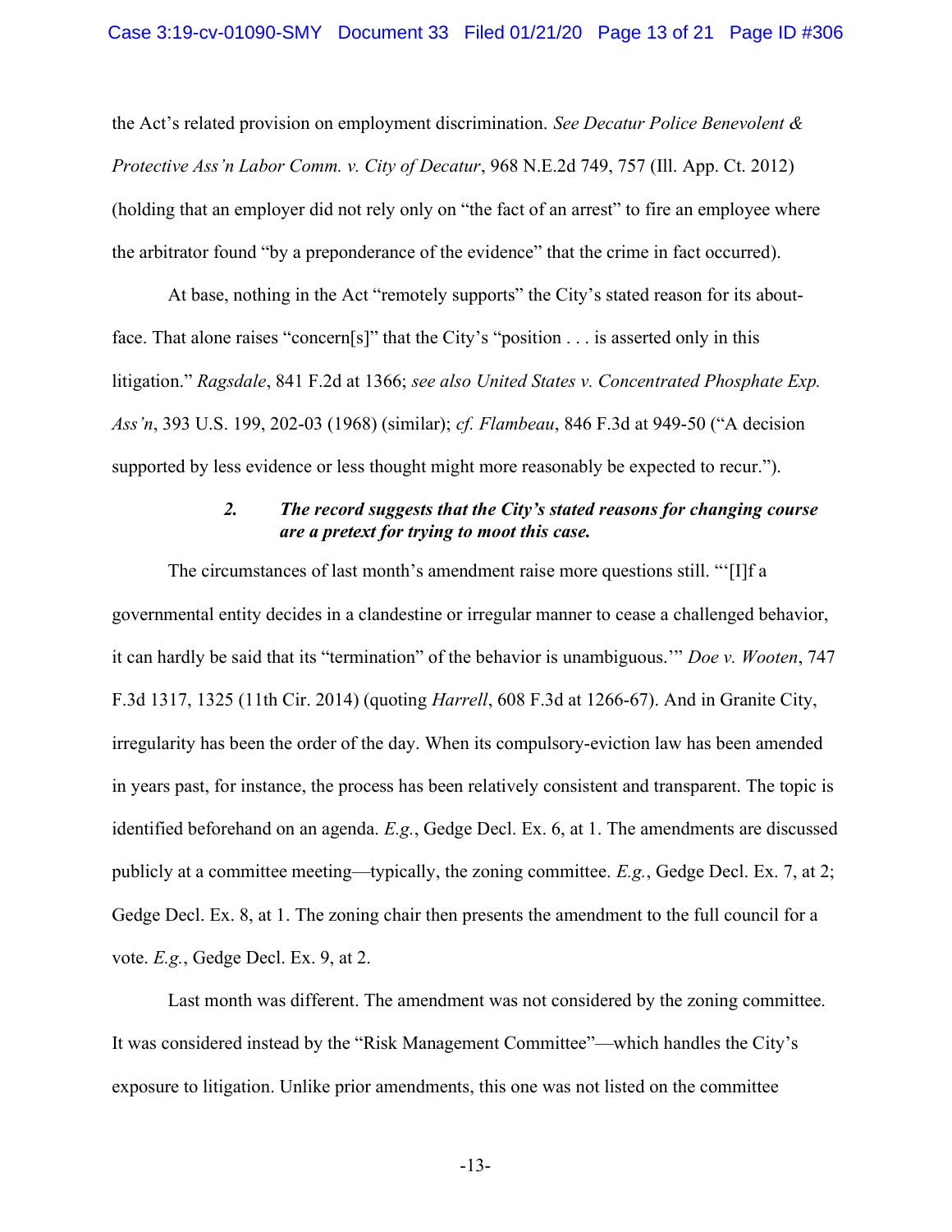the Act's related provision on employment discrimination. *See Decatur Police Benevolent & Protective Ass'n Labor Comm. v. City of Decatur*, 968 N.E.2d 749, 757 (Ill. App. Ct. 2012) (holding that an employer did not rely only on "the fact of an arrest" to fire an employee where the arbitrator found "by a preponderance of the evidence" that the crime in fact occurred).

At base, nothing in the Act "remotely supports" the City's stated reason for its about-face. That alone raises "concern[s]" that the City's "position . . . is asserted only in this litigation." *Ragsdale*, 841 F.2d at 1366; *see also United States v. Concentrated Phosphate Exp. Ass'n*, 393 U.S. 199, 202-03 (1968) (similar); *cf. Flambeau*, 846 F.3d at 949-50 ("A decision supported by less evidence or less thought might more reasonably be expected to recur.").

### 2. *The record suggests that the City's stated reasons for changing course are a pretext for trying to moot this case.*

The circumstances of last month's amendment raise more questions still. "'[I]f a governmental entity decides in a clandestine or irregular manner to cease a challenged behavior, it can hardly be said that its "termination" of the behavior is unambiguous.'" *Doe v. Wooten*, 747 F.3d 1317, 1325 (11th Cir. 2014) (quoting *Harrell*, 608 F.3d at 1266-67). And in Granite City, irregularity has been the order of the day. When its compulsory-eviction law has been amended in years past, for instance, the process has been relatively consistent and transparent. The topic is identified beforehand on an agenda. *E.g.*, Gedge Decl. Ex. 6, at 1. The amendments are discussed publicly at a committee meeting—typically, the zoning committee. *E.g.*, Gedge Decl. Ex. 7, at 2; Gedge Decl. Ex. 8, at 1. The zoning chair then presents the amendment to the full council for a vote. *E.g.*, Gedge Decl. Ex. 9, at 2.

Last month was different. The amendment was not considered by the zoning committee. It was considered instead by the "Risk Management Committee"—which handles the City's exposure to litigation. Unlike prior amendments, this one was not listed on the committee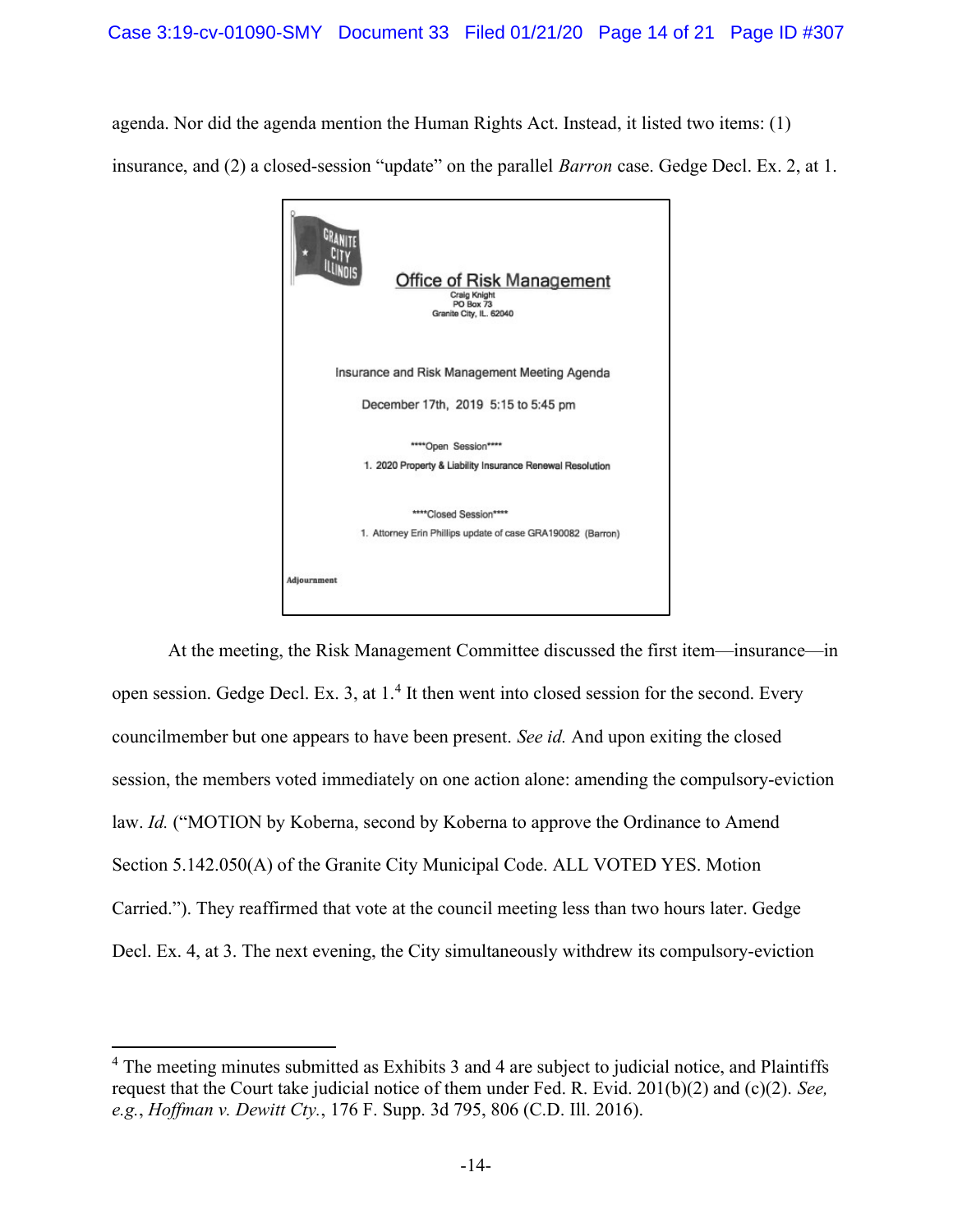agenda. Nor did the agenda mention the Human Rights Act. Instead, it listed two items: (1) insurance, and (2) a closed-session "update" on the parallel *Barron* case. Gedge Decl. Ex. 2, at 1.

> GRANITE CITY ILLINOIS
>
> **Office of Risk Management**
> Craig Knight
> PO Box 73
> Granite City, IL. 62040
>
> Insurance and Risk Management Meeting Agenda
>
> December 17th, 2019 5:15 to 5:45 pm
>
> ****Open Session****
> 1. 2020 Property & Liability Insurance Renewal Resolution
>
> ****Closed Session****
> 1. Attorney Erin Phillips update of case GRA190082 (Barron)
>
> **Adjournment**

At the meeting, the Risk Management Committee discussed the first item—insurance—in open session. Gedge Decl. Ex. 3, at 1.[4] It then went into closed session for the second. Every councilmember but one appears to have been present. *See id.* And upon exiting the closed session, the members voted immediately on one action alone: amending the compulsory-eviction law. *Id.* ("MOTION by Koberna, second by Koberna to approve the Ordinance to Amend Section 5.142.050(A) of the Granite City Municipal Code. ALL VOTED YES. Motion Carried."). They reaffirmed that vote at the council meeting less than two hours later. Gedge Decl. Ex. 4, at 3. The next evening, the City simultaneously withdrew its compulsory-eviction

---

[4] The meeting minutes submitted as Exhibits 3 and 4 are subject to judicial notice, and Plaintiffs request that the Court take judicial notice of them under Fed. R. Evid. 201(b)(2) and (c)(2). *See, e.g.*, *Hoffman v. Dewitt Cty.*, 176 F. Supp. 3d 795, 806 (C.D. Ill. 2016).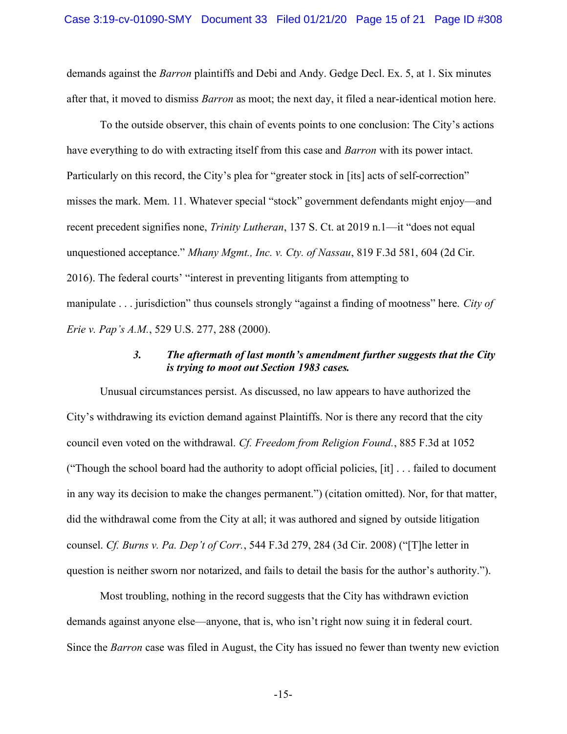demands against the *Barron* plaintiffs and Debi and Andy. Gedge Decl. Ex. 5, at 1. Six minutes after that, it moved to dismiss *Barron* as moot; the next day, it filed a near-identical motion here.

To the outside observer, this chain of events points to one conclusion: The City's actions have everything to do with extracting itself from this case and *Barron* with its power intact. Particularly on this record, the City's plea for "greater stock in [its] acts of self-correction" misses the mark. Mem. 11. Whatever special "stock" government defendants might enjoy—and recent precedent signifies none, *Trinity Lutheran*, 137 S. Ct. at 2019 n.1—it "does not equal unquestioned acceptance." *Mhany Mgmt., Inc. v. Cty. of Nassau*, 819 F.3d 581, 604 (2d Cir. 2016). The federal courts' "interest in preventing litigants from attempting to manipulate . . . jurisdiction" thus counsels strongly "against a finding of mootness" here. *City of Erie v. Pap's A.M.*, 529 U.S. 277, 288 (2000).

### *3. The aftermath of last month's amendment further suggests that the City is trying to moot out Section 1983 cases.*

Unusual circumstances persist. As discussed, no law appears to have authorized the City's withdrawing its eviction demand against Plaintiffs. Nor is there any record that the city council even voted on the withdrawal. *Cf. Freedom from Religion Found.*, 885 F.3d at 1052 ("Though the school board had the authority to adopt official policies, [it] . . . failed to document in any way its decision to make the changes permanent.") (citation omitted). Nor, for that matter, did the withdrawal come from the City at all; it was authored and signed by outside litigation counsel. *Cf. Burns v. Pa. Dep't of Corr.*, 544 F.3d 279, 284 (3d Cir. 2008) ("[T]he letter in question is neither sworn nor notarized, and fails to detail the basis for the author's authority.").

Most troubling, nothing in the record suggests that the City has withdrawn eviction demands against anyone else—anyone, that is, who isn't right now suing it in federal court. Since the *Barron* case was filed in August, the City has issued no fewer than twenty new eviction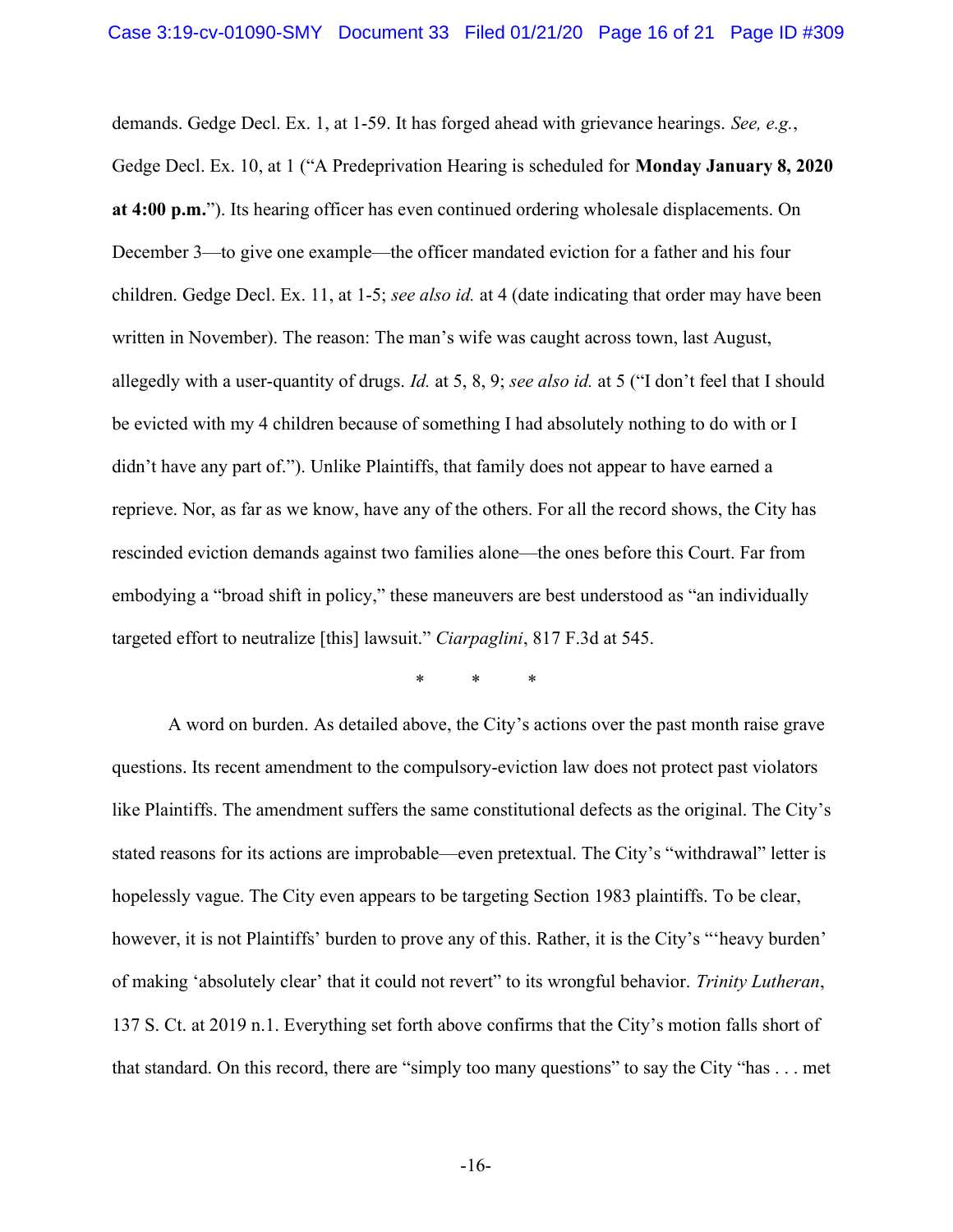demands. Gedge Decl. Ex. 1, at 1-59. It has forged ahead with grievance hearings. *See, e.g.*, Gedge Decl. Ex. 10, at 1 ("A Predeprivation Hearing is scheduled for **Monday January 8, 2020 at 4:00 p.m.**"). Its hearing officer has even continued ordering wholesale displacements. On December 3—to give one example—the officer mandated eviction for a father and his four children. Gedge Decl. Ex. 11, at 1-5; *see also id.* at 4 (date indicating that order may have been written in November). The reason: The man's wife was caught across town, last August, allegedly with a user-quantity of drugs. *Id.* at 5, 8, 9; *see also id.* at 5 ("I don't feel that I should be evicted with my 4 children because of something I had absolutely nothing to do with or I didn't have any part of."). Unlike Plaintiffs, that family does not appear to have earned a reprieve. Nor, as far as we know, have any of the others. For all the record shows, the City has rescinded eviction demands against two families alone—the ones before this Court. Far from embodying a "broad shift in policy," these maneuvers are best understood as "an individually targeted effort to neutralize [this] lawsuit." *Ciarpaglini*, 817 F.3d at 545.

\* \* \*

A word on burden. As detailed above, the City's actions over the past month raise grave questions. Its recent amendment to the compulsory-eviction law does not protect past violators like Plaintiffs. The amendment suffers the same constitutional defects as the original. The City's stated reasons for its actions are improbable—even pretextual. The City's "withdrawal" letter is hopelessly vague. The City even appears to be targeting Section 1983 plaintiffs. To be clear, however, it is not Plaintiffs' burden to prove any of this. Rather, it is the City's "'heavy burden' of making 'absolutely clear' that it could not revert" to its wrongful behavior. *Trinity Lutheran*, 137 S. Ct. at 2019 n.1. Everything set forth above confirms that the City's motion falls short of that standard. On this record, there are "simply too many questions" to say the City "has . . . met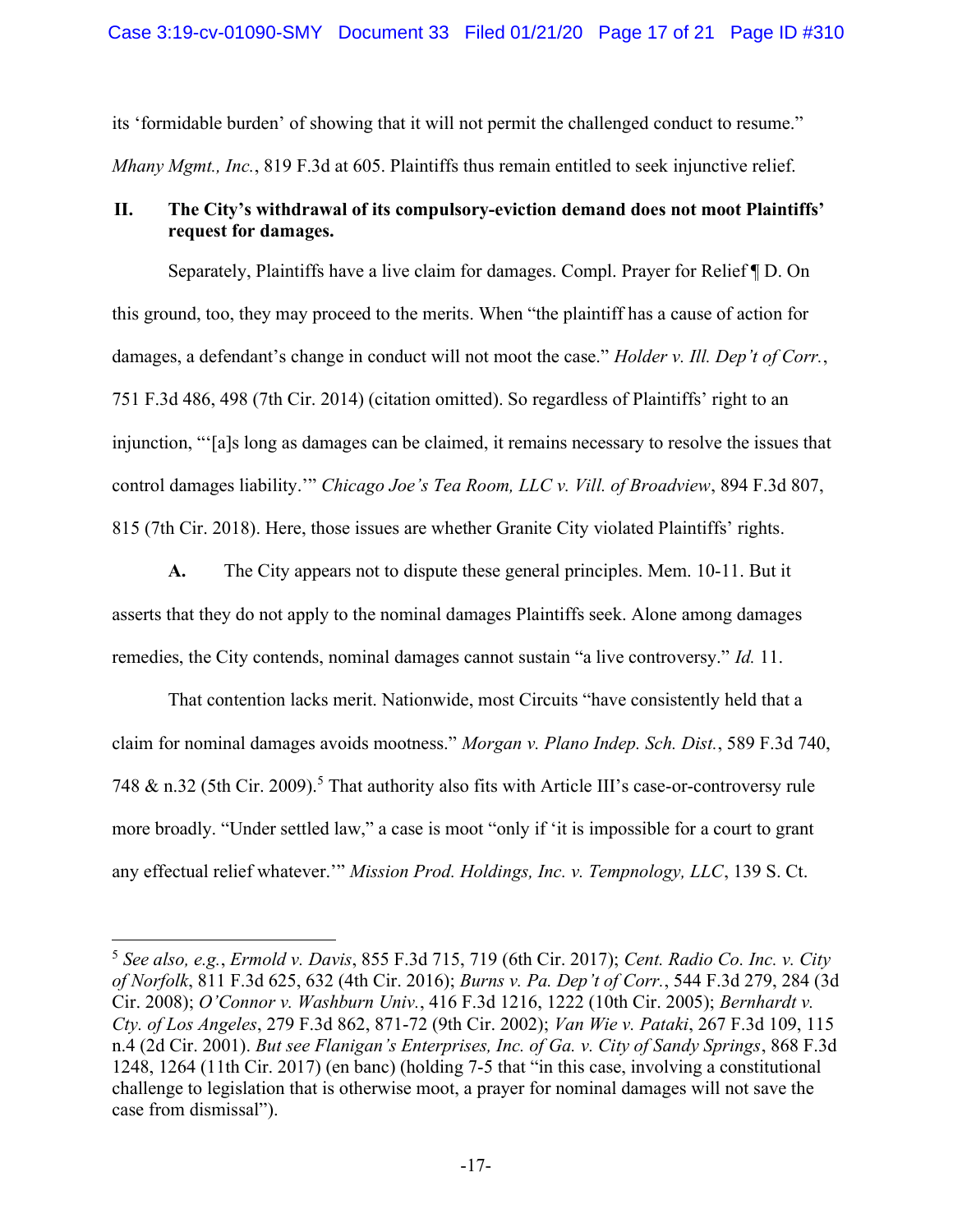its 'formidable burden' of showing that it will not permit the challenged conduct to resume." *Mhany Mgmt., Inc.*, 819 F.3d at 605. Plaintiffs thus remain entitled to seek injunctive relief.

## II. The City's withdrawal of its compulsory-eviction demand does not moot Plaintiffs' request for damages.

Separately, Plaintiffs have a live claim for damages. Compl. Prayer for Relief ¶ D. On this ground, too, they may proceed to the merits. When "the plaintiff has a cause of action for damages, a defendant's change in conduct will not moot the case." *Holder v. Ill. Dep't of Corr.*, 751 F.3d 486, 498 (7th Cir. 2014) (citation omitted). So regardless of Plaintiffs' right to an injunction, "'[a]s long as damages can be claimed, it remains necessary to resolve the issues that control damages liability.'" *Chicago Joe's Tea Room, LLC v. Vill. of Broadview*, 894 F.3d 807, 815 (7th Cir. 2018). Here, those issues are whether Granite City violated Plaintiffs' rights.

**A.** The City appears not to dispute these general principles. Mem. 10-11. But it asserts that they do not apply to the nominal damages Plaintiffs seek. Alone among damages remedies, the City contends, nominal damages cannot sustain "a live controversy." *Id.* 11.

That contention lacks merit. Nationwide, most Circuits "have consistently held that a claim for nominal damages avoids mootness." *Morgan v. Plano Indep. Sch. Dist.*, 589 F.3d 740, 748 & n.32 (5th Cir. 2009).[5] That authority also fits with Article III's case-or-controversy rule more broadly. "Under settled law," a case is moot "only if 'it is impossible for a court to grant any effectual relief whatever.'" *Mission Prod. Holdings, Inc. v. Tempnology, LLC*, 139 S. Ct.

---

[5] *See also, e.g.*, *Ermold v. Davis*, 855 F.3d 715, 719 (6th Cir. 2017); *Cent. Radio Co. Inc. v. City of Norfolk*, 811 F.3d 625, 632 (4th Cir. 2016); *Burns v. Pa. Dep't of Corr.*, 544 F.3d 279, 284 (3d Cir. 2008); *O'Connor v. Washburn Univ.*, 416 F.3d 1216, 1222 (10th Cir. 2005); *Bernhardt v. Cty. of Los Angeles*, 279 F.3d 862, 871-72 (9th Cir. 2002); *Van Wie v. Pataki*, 267 F.3d 109, 115 n.4 (2d Cir. 2001). *But see Flanigan's Enterprises, Inc. of Ga. v. City of Sandy Springs*, 868 F.3d 1248, 1264 (11th Cir. 2017) (en banc) (holding 7-5 that "in this case, involving a constitutional challenge to legislation that is otherwise moot, a prayer for nominal damages will not save the case from dismissal").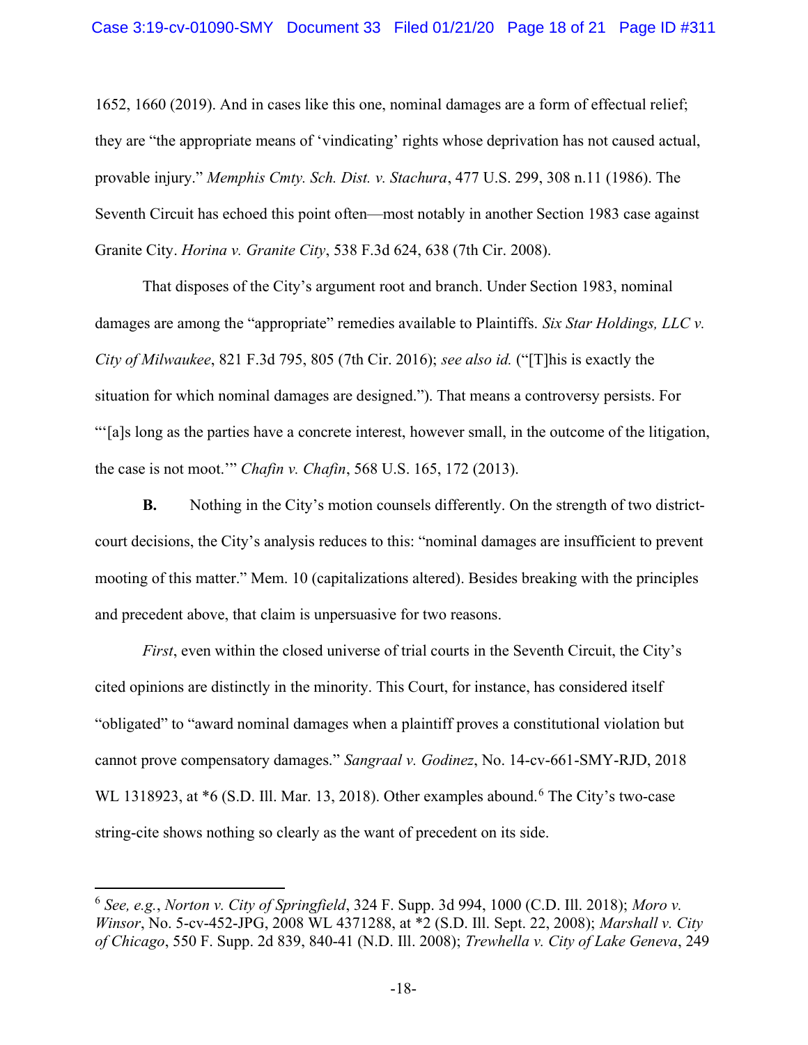1652, 1660 (2019). And in cases like this one, nominal damages are a form of effectual relief; they are "the appropriate means of 'vindicating' rights whose deprivation has not caused actual, provable injury." *Memphis Cmty. Sch. Dist. v. Stachura*, 477 U.S. 299, 308 n.11 (1986). The Seventh Circuit has echoed this point often—most notably in another Section 1983 case against Granite City. *Horina v. Granite City*, 538 F.3d 624, 638 (7th Cir. 2008).

That disposes of the City's argument root and branch. Under Section 1983, nominal damages are among the "appropriate" remedies available to Plaintiffs. *Six Star Holdings, LLC v. City of Milwaukee*, 821 F.3d 795, 805 (7th Cir. 2016); *see also id.* ("[T]his is exactly the situation for which nominal damages are designed."). That means a controversy persists. For "'[a]s long as the parties have a concrete interest, however small, in the outcome of the litigation, the case is not moot.'" *Chafin v. Chafin*, 568 U.S. 165, 172 (2013).

**B.** Nothing in the City's motion counsels differently. On the strength of two district-court decisions, the City's analysis reduces to this: "nominal damages are insufficient to prevent mooting of this matter." Mem. 10 (capitalizations altered). Besides breaking with the principles and precedent above, that claim is unpersuasive for two reasons.

*First*, even within the closed universe of trial courts in the Seventh Circuit, the City's cited opinions are distinctly in the minority. This Court, for instance, has considered itself "obligated" to "award nominal damages when a plaintiff proves a constitutional violation but cannot prove compensatory damages." *Sangraal v. Godinez*, No. 14-cv-661-SMY-RJD, 2018 WL 1318923, at *6 (S.D. Ill. Mar. 13, 2018). Other examples abound.[6] The City's two-case string-cite shows nothing so clearly as the want of precedent on its side.

---

[6] *See, e.g.*, *Norton v. City of Springfield*, 324 F. Supp. 3d 994, 1000 (C.D. Ill. 2018); *Moro v. Winsor*, No. 5-cv-452-JPG, 2008 WL 4371288, at *2 (S.D. Ill. Sept. 22, 2008); *Marshall v. City of Chicago*, 550 F. Supp. 2d 839, 840-41 (N.D. Ill. 2008); *Trewhella v. City of Lake Geneva*, 249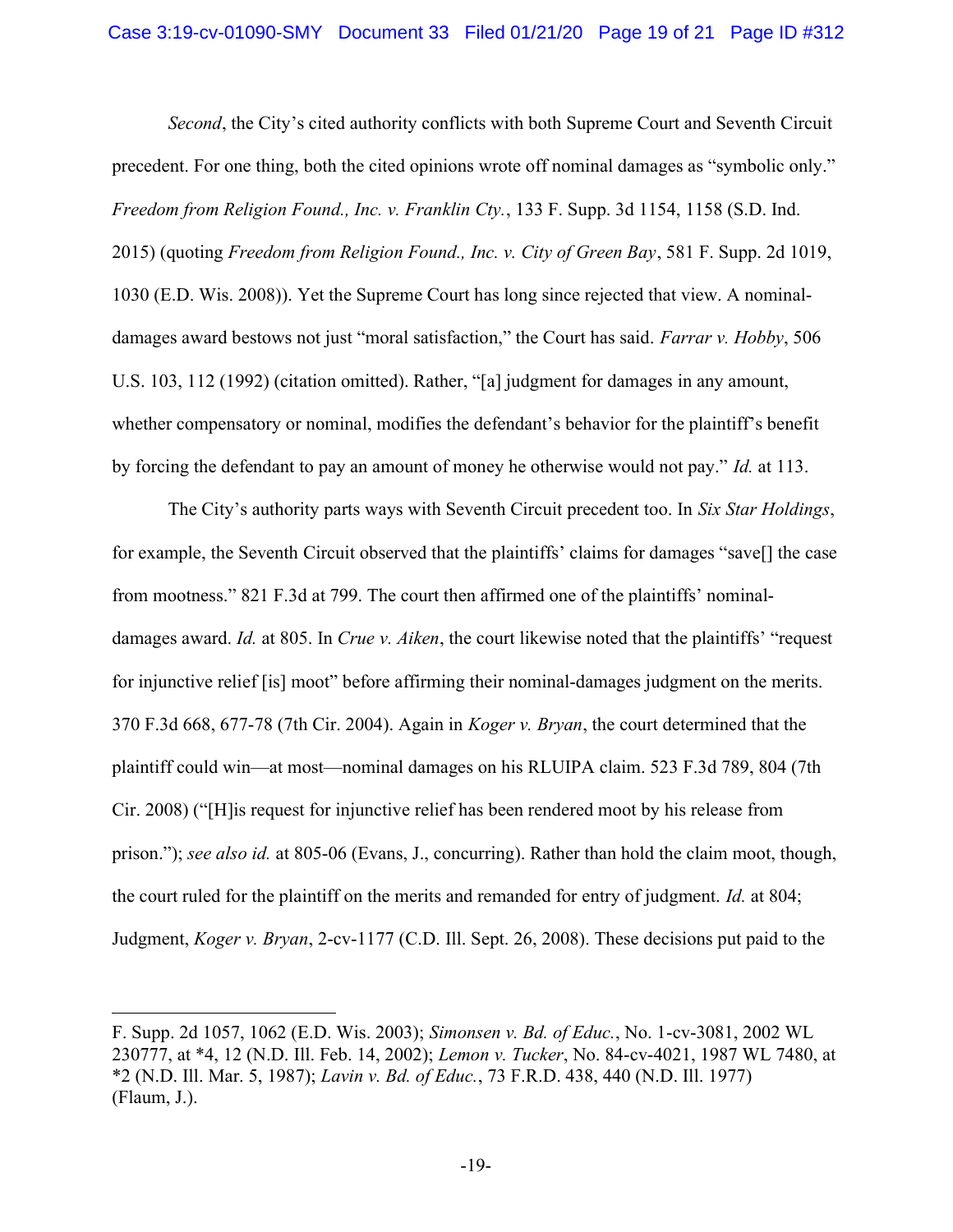*Second*, the City's cited authority conflicts with both Supreme Court and Seventh Circuit precedent. For one thing, both the cited opinions wrote off nominal damages as "symbolic only." *Freedom from Religion Found., Inc. v. Franklin Cty.*, 133 F. Supp. 3d 1154, 1158 (S.D. Ind. 2015) (quoting *Freedom from Religion Found., Inc. v. City of Green Bay*, 581 F. Supp. 2d 1019, 1030 (E.D. Wis. 2008)). Yet the Supreme Court has long since rejected that view. A nominal-damages award bestows not just "moral satisfaction," the Court has said. *Farrar v. Hobby*, 506 U.S. 103, 112 (1992) (citation omitted). Rather, "[a] judgment for damages in any amount, whether compensatory or nominal, modifies the defendant's behavior for the plaintiff's benefit by forcing the defendant to pay an amount of money he otherwise would not pay." *Id.* at 113.

The City's authority parts ways with Seventh Circuit precedent too. In *Six Star Holdings*, for example, the Seventh Circuit observed that the plaintiffs' claims for damages "save[] the case from mootness." 821 F.3d at 799. The court then affirmed one of the plaintiffs' nominal-damages award. *Id.* at 805. In *Crue v. Aiken*, the court likewise noted that the plaintiffs' "request for injunctive relief [is] moot" before affirming their nominal-damages judgment on the merits. 370 F.3d 668, 677-78 (7th Cir. 2004). Again in *Koger v. Bryan*, the court determined that the plaintiff could win—at most—nominal damages on his RLUIPA claim. 523 F.3d 789, 804 (7th Cir. 2008) ("[H]is request for injunctive relief has been rendered moot by his release from prison."); *see also id.* at 805-06 (Evans, J., concurring). Rather than hold the claim moot, though, the court ruled for the plaintiff on the merits and remanded for entry of judgment. *Id.* at 804; Judgment, *Koger v. Bryan*, 2-cv-1177 (C.D. Ill. Sept. 26, 2008). These decisions put paid to the

---

F. Supp. 2d 1057, 1062 (E.D. Wis. 2003); *Simonsen v. Bd. of Educ.*, No. 1-cv-3081, 2002 WL 230777, at *4, 12 (N.D. Ill. Feb. 14, 2002); *Lemon v. Tucker*, No. 84-cv-4021, 1987 WL 7480, at *2 (N.D. Ill. Mar. 5, 1987); *Lavin v. Bd. of Educ.*, 73 F.R.D. 438, 440 (N.D. Ill. 1977) (Flaum, J.).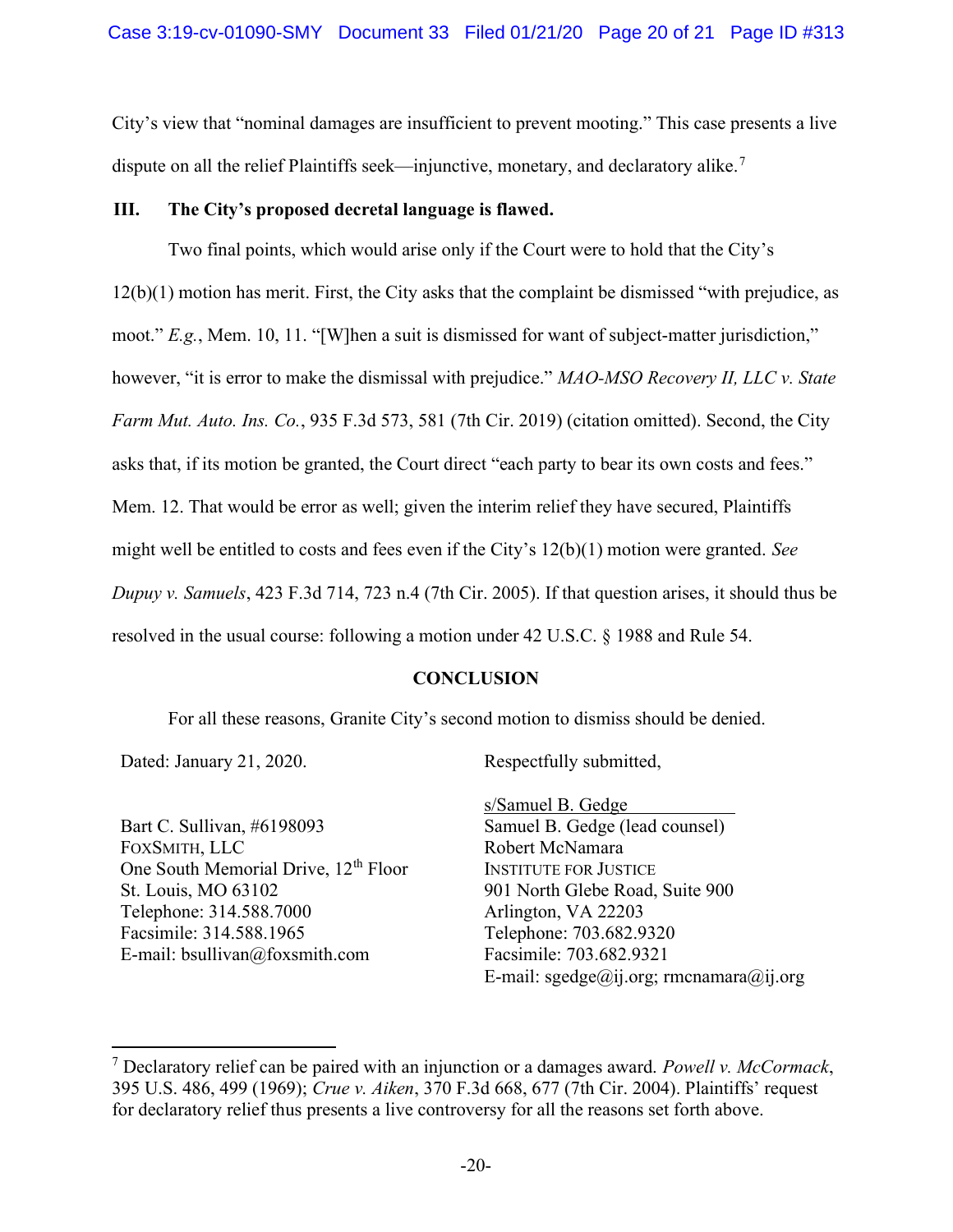City's view that "nominal damages are insufficient to prevent mooting." This case presents a live dispute on all the relief Plaintiffs seek—injunctive, monetary, and declaratory alike.[7]

### III. The City's proposed decretal language is flawed.

Two final points, which would arise only if the Court were to hold that the City's 12(b)(1) motion has merit. First, the City asks that the complaint be dismissed "with prejudice, as moot." *E.g.*, Mem. 10, 11. "[W]hen a suit is dismissed for want of subject-matter jurisdiction," however, "it is error to make the dismissal with prejudice." *MAO-MSO Recovery II, LLC v. State Farm Mut. Auto. Ins. Co.*, 935 F.3d 573, 581 (7th Cir. 2019) (citation omitted). Second, the City asks that, if its motion be granted, the Court direct "each party to bear its own costs and fees." Mem. 12. That would be error as well; given the interim relief they have secured, Plaintiffs might well be entitled to costs and fees even if the City's 12(b)(1) motion were granted. *See Dupuy v. Samuels*, 423 F.3d 714, 723 n.4 (7th Cir. 2005). If that question arises, it should thus be resolved in the usual course: following a motion under 42 U.S.C. § 1988 and Rule 54.

## CONCLUSION

For all these reasons, Granite City's second motion to dismiss should be denied.

Dated: January 21, 2020.

Respectfully submitted,

s/Samuel B. Gedge
Samuel B. Gedge (lead counsel)
Robert McNamara
INSTITUTE FOR JUSTICE
901 North Glebe Road, Suite 900
Arlington, VA 22203
Telephone: 703.682.9320
Facsimile: 703.682.9321
E-mail: sgedge@ij.org; rmcnamara@ij.org

Bart C. Sullivan, #6198093
FOXSMITH, LLC
One South Memorial Drive, 12th Floor
St. Louis, MO 63102
Telephone: 314.588.7000
Facsimile: 314.588.1965
E-mail: bsullivan@foxsmith.com

---

[7] Declaratory relief can be paired with an injunction or a damages award. *Powell v. McCormack*, 395 U.S. 486, 499 (1969); *Crue v. Aiken*, 370 F.3d 668, 677 (7th Cir. 2004). Plaintiffs' request for declaratory relief thus presents a live controversy for all the reasons set forth above.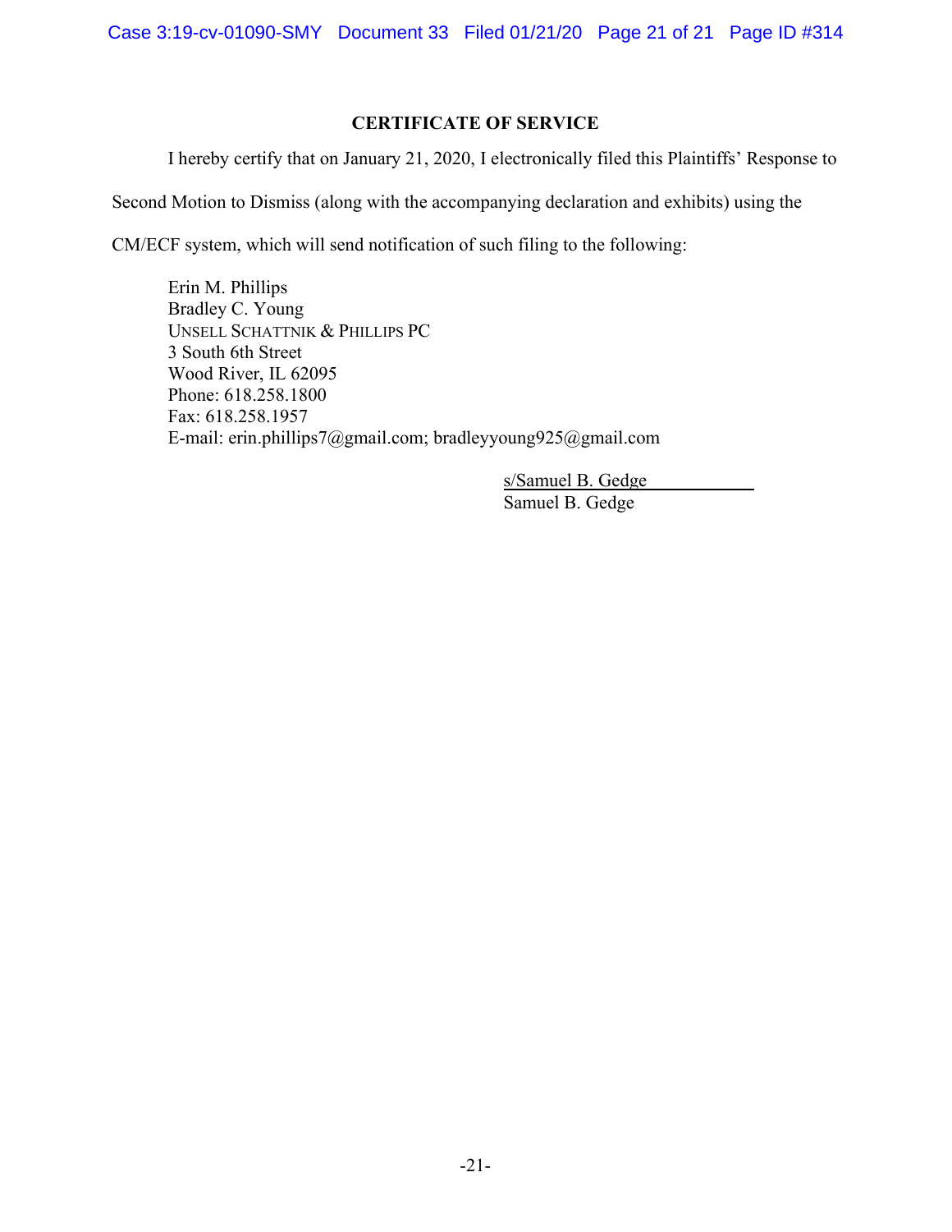**CERTIFICATE OF SERVICE**

I hereby certify that on January 21, 2020, I electronically filed this Plaintiffs' Response to Second Motion to Dismiss (along with the accompanying declaration and exhibits) using the CM/ECF system, which will send notification of such filing to the following:

Erin M. Phillips
Bradley C. Young
UNSELL SCHATTNIK & PHILLIPS PC
3 South 6th Street
Wood River, IL 62095
Phone: 618.258.1800
Fax: 618.258.1957
E-mail: erin.phillips7@gmail.com; bradleyyoung925@gmail.com

s/Samuel B. Gedge
Samuel B. Gedge